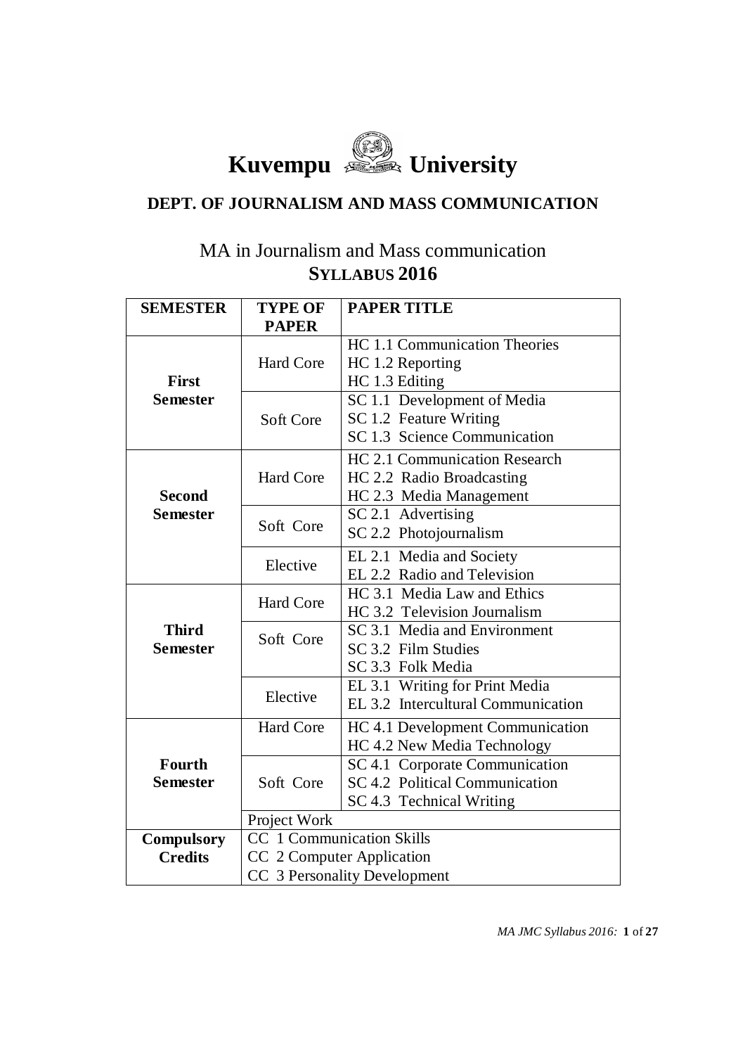# Kuvempu University

## DEPT. OF JOURNALISM AND MASS COMMUNICATION

### MA in Journalism and Mass communication
### SYLLABUS 2016

| SEMESTER | TYPE OF PAPER | PAPER TITLE |
|---|---|---|
| First Semester | Hard Core | HC 1.1 Communication Theories<br>HC 1.2 Reporting<br>HC 1.3 Editing |
| | Soft Core | SC 1.1 Development of Media<br>SC 1.2 Feature Writing<br>SC 1.3 Science Communication |
| Second Semester | Hard Core | HC 2.1 Communication Research<br>HC 2.2 Radio Broadcasting<br>HC 2.3 Media Management |
| | Soft Core | SC 2.1 Advertising<br>SC 2.2 Photojournalism |
| | Elective | EL 2.1 Media and Society<br>EL 2.2 Radio and Television |
| Third Semester | Hard Core | HC 3.1 Media Law and Ethics<br>HC 3.2 Television Journalism |
| | Soft Core | SC 3.1 Media and Environment<br>SC 3.2 Film Studies<br>SC 3.3 Folk Media |
| | Elective | EL 3.1 Writing for Print Media<br>EL 3.2 Intercultural Communication |
| Fourth Semester | Hard Core | HC 4.1 Development Communication<br>HC 4.2 New Media Technology |
| | Soft Core | SC 4.1 Corporate Communication<br>SC 4.2 Political Communication<br>SC 4.3 Technical Writing |
| | Project Work | |
| Compulsory Credits | CC 1 Communication Skills<br>CC 2 Computer Application<br>CC 3 Personality Development | |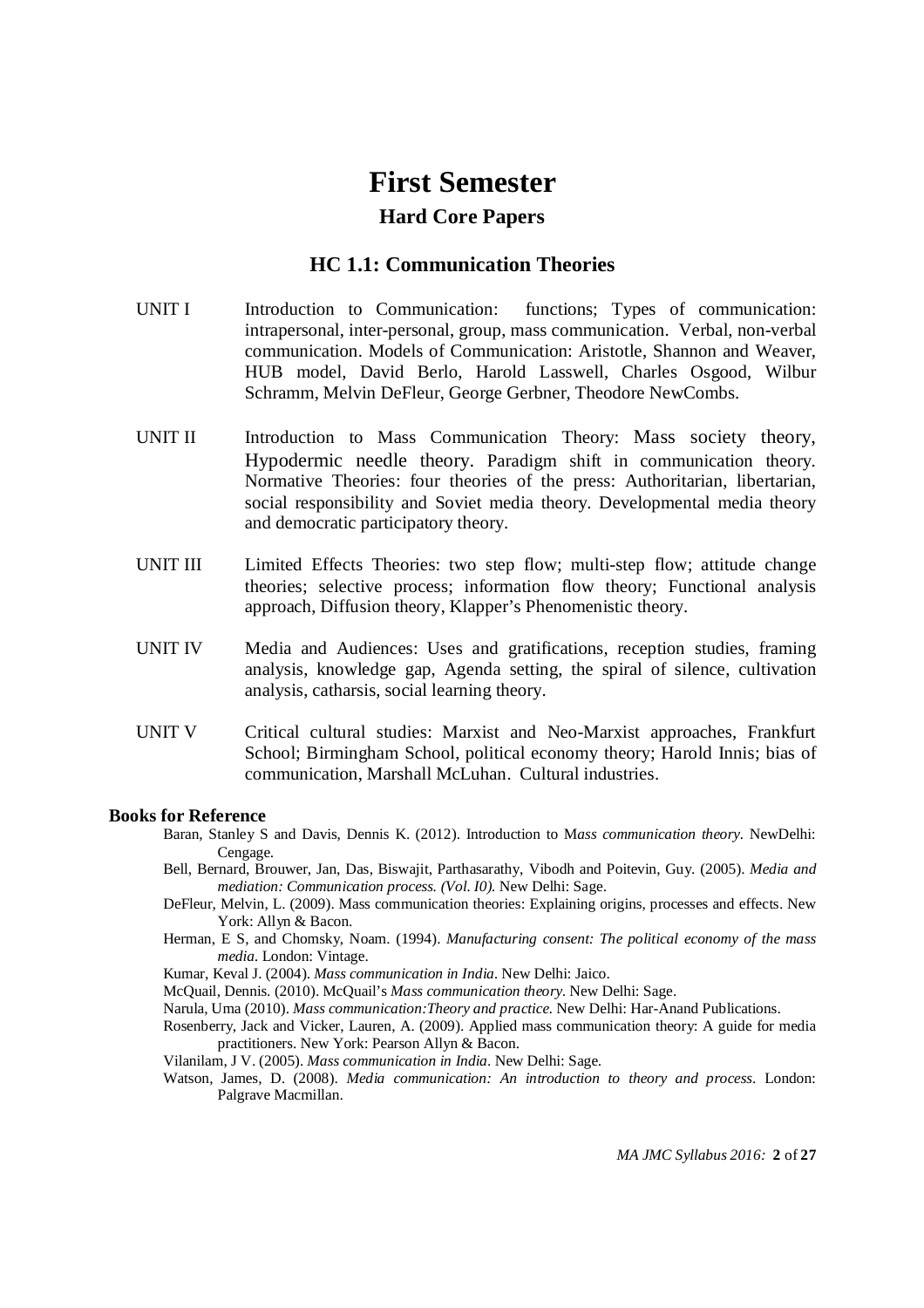# First Semester

## Hard Core Papers

### HC 1.1: Communication Theories

UNIT I Introduction to Communication: functions; Types of communication: intrapersonal, inter-personal, group, mass communication. Verbal, non-verbal communication. Models of Communication: Aristotle, Shannon and Weaver, HUB model, David Berlo, Harold Lasswell, Charles Osgood, Wilbur Schramm, Melvin DeFleur, George Gerbner, Theodore NewCombs.

UNIT II Introduction to Mass Communication Theory: Mass society theory, Hypodermic needle theory. Paradigm shift in communication theory. Normative Theories: four theories of the press: Authoritarian, libertarian, social responsibility and Soviet media theory. Developmental media theory and democratic participatory theory.

UNIT III Limited Effects Theories: two step flow; multi-step flow; attitude change theories; selective process; information flow theory; Functional analysis approach, Diffusion theory, Klapper's Phenomenistic theory.

UNIT IV Media and Audiences: Uses and gratifications, reception studies, framing analysis, knowledge gap, Agenda setting, the spiral of silence, cultivation analysis, catharsis, social learning theory.

UNIT V Critical cultural studies: Marxist and Neo-Marxist approaches, Frankfurt School; Birmingham School, political economy theory; Harold Innis; bias of communication, Marshall McLuhan. Cultural industries.

**Books for Reference**

- Baran, Stanley S and Davis, Dennis K. (2012). Introduction to M*ass communication theory*. NewDelhi: Cengage.
- Bell, Bernard, Brouwer, Jan, Das, Biswajit, Parthasarathy, Vibodh and Poitevin, Guy. (2005). *Media and mediation: Communication process. (Vol. I0).* New Delhi: Sage.
- DeFleur, Melvin, L. (2009). Mass communication theories: Explaining origins, processes and effects. New York: Allyn & Bacon.
- Herman, E S, and Chomsky, Noam. (1994). *Manufacturing consent: The political economy of the mass media*. London: Vintage.
- Kumar, Keval J. (2004). *Mass communication in India*. New Delhi: Jaico.
- McQuail, Dennis. (2010). McQuail's *Mass communication theory*. New Delhi: Sage.
- Narula, Uma (2010). *Mass communication:Theory and practice*. New Delhi: Har-Anand Publications.
- Rosenberry, Jack and Vicker, Lauren, A. (2009). Applied mass communication theory: A guide for media practitioners. New York: Pearson Allyn & Bacon.
- Vilanilam, J V. (2005). *Mass communication in India*. New Delhi: Sage.
- Watson, James, D. (2008). *Media communication: An introduction to theory and process*. London: Palgrave Macmillan.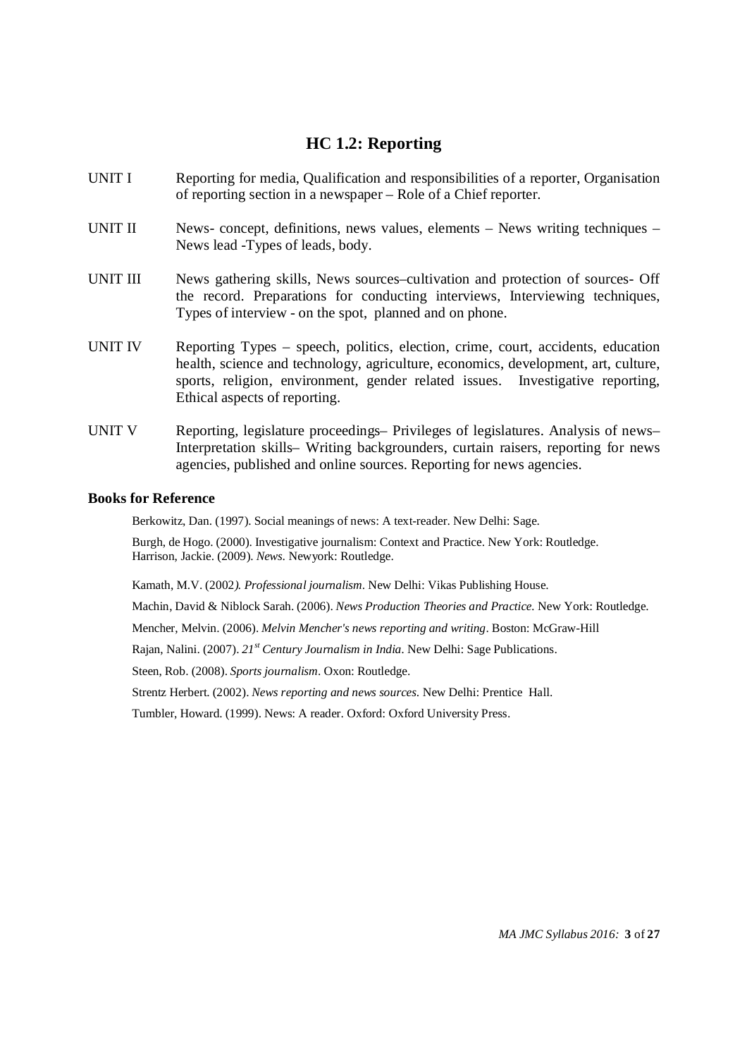## HC 1.2: Reporting

| | |
|---|---|
| UNIT I | Reporting for media, Qualification and responsibilities of a reporter, Organisation of reporting section in a newspaper – Role of a Chief reporter. |
| UNIT II | News- concept, definitions, news values, elements – News writing techniques – News lead -Types of leads, body. |
| UNIT III | News gathering skills, News sources–cultivation and protection of sources- Off the record. Preparations for conducting interviews, Interviewing techniques, Types of interview - on the spot, planned and on phone. |
| UNIT IV | Reporting Types – speech, politics, election, crime, court, accidents, education health, science and technology, agriculture, economics, development, art, culture, sports, religion, environment, gender related issues. Investigative reporting, Ethical aspects of reporting. |
| UNIT V | Reporting, legislature proceedings– Privileges of legislatures. Analysis of news– Interpretation skills– Writing backgrounders, curtain raisers, reporting for news agencies, published and online sources. Reporting for news agencies. |

**Books for Reference**

Berkowitz, Dan. (1997). Social meanings of news: A text-reader. New Delhi: Sage.

Burgh, de Hogo. (2000). Investigative journalism: Context and Practice. New York: Routledge.
Harrison, Jackie. (2009). *News*. Newyork: Routledge.

Kamath, M.V. (2002*). Professional journalism*. New Delhi: Vikas Publishing House.

Machin, David & Niblock Sarah. (2006). *News Production Theories and Practice.* New York: Routledge.

Mencher, Melvin. (2006). *Melvin Mencher's news reporting and writing*. Boston: McGraw-Hill

Rajan, Nalini. (2007). *21st Century Journalism in India*. New Delhi: Sage Publications.

Steen, Rob. (2008). *Sports journalism*. Oxon: Routledge.

Strentz Herbert. (2002). *News reporting and news sources.* New Delhi: Prentice Hall.

Tumbler, Howard. (1999). News: A reader. Oxford: Oxford University Press.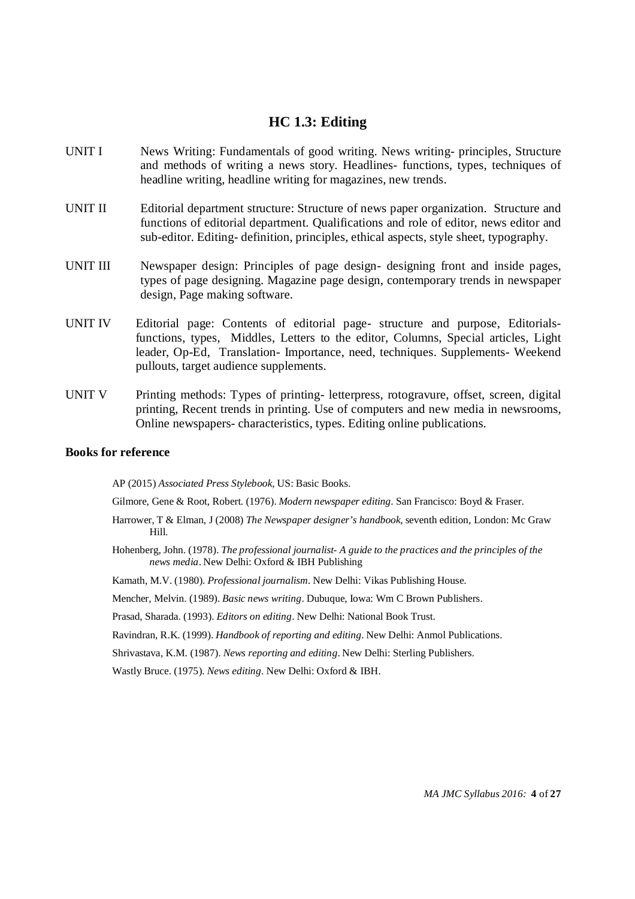## HC 1.3: Editing

UNIT I News Writing: Fundamentals of good writing. News writing- principles, Structure and methods of writing a news story. Headlines- functions, types, techniques of headline writing, headline writing for magazines, new trends.

UNIT II Editorial department structure: Structure of news paper organization. Structure and functions of editorial department. Qualifications and role of editor, news editor and sub-editor. Editing- definition, principles, ethical aspects, style sheet, typography.

UNIT III Newspaper design: Principles of page design- designing front and inside pages, types of page designing. Magazine page design, contemporary trends in newspaper design, Page making software.

UNIT IV Editorial page: Contents of editorial page- structure and purpose, Editorials- functions, types, Middles, Letters to the editor, Columns, Special articles, Light leader, Op-Ed, Translation- Importance, need, techniques. Supplements- Weekend pullouts, target audience supplements.

UNIT V Printing methods: Types of printing- letterpress, rotogravure, offset, screen, digital printing, Recent trends in printing. Use of computers and new media in newsrooms, Online newspapers- characteristics, types. Editing online publications.

**Books for reference**

AP (2015) *Associated Press Stylebook*, US: Basic Books.

Gilmore, Gene & Root, Robert. (1976). *Modern newspaper editing*. San Francisco: Boyd & Fraser.

Harrower, T & Elman, J (2008) *The Newspaper designer's handbook*, seventh edition, London: Mc Graw Hill.

Hohenberg, John. (1978). *The professional journalist- A guide to the practices and the principles of the news media*. New Delhi: Oxford & IBH Publishing

Kamath, M.V. (1980). *Professional journalism*. New Delhi: Vikas Publishing House.

Mencher, Melvin. (1989). *Basic news writing*. Dubuque, Iowa: Wm C Brown Publishers.

Prasad, Sharada. (1993). *Editors on editing*. New Delhi: National Book Trust.

Ravindran, R.K. (1999). *Handbook of reporting and editing*. New Delhi: Anmol Publications.

Shrivastava, K.M. (1987). *News reporting and editing*. New Delhi: Sterling Publishers.

Wastly Bruce. (1975). *News editing*. New Delhi: Oxford & IBH.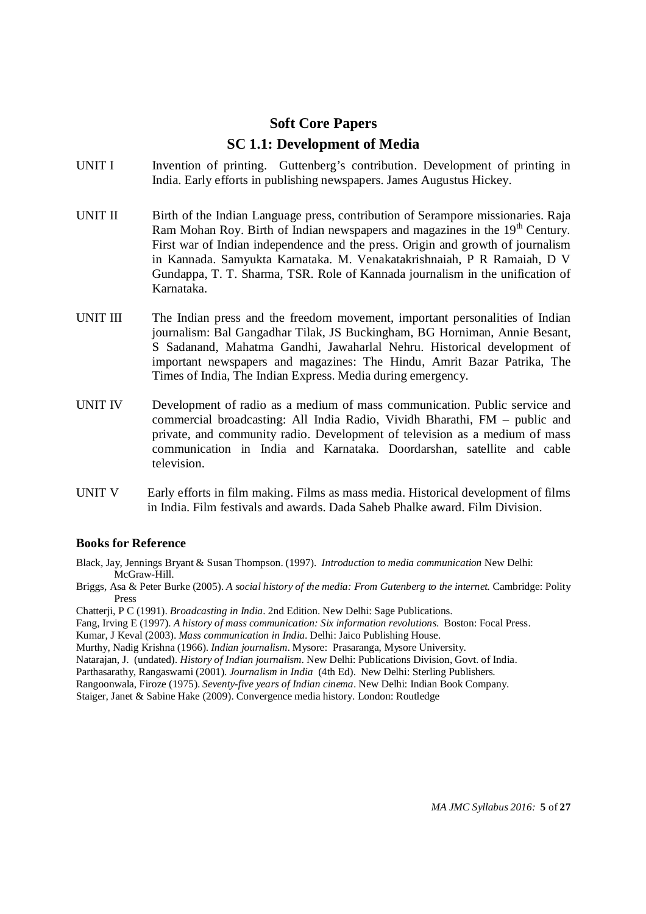## Soft Core Papers

## SC 1.1: Development of Media

UNIT I Invention of printing. Guttenberg's contribution. Development of printing in India. Early efforts in publishing newspapers. James Augustus Hickey.

UNIT II Birth of the Indian Language press, contribution of Serampore missionaries. Raja Ram Mohan Roy. Birth of Indian newspapers and magazines in the 19th Century. First war of Indian independence and the press. Origin and growth of journalism in Kannada. Samyukta Karnataka. M. Venakatakrishnaiah, P R Ramaiah, D V Gundappa, T. T. Sharma, TSR. Role of Kannada journalism in the unification of Karnataka.

UNIT III The Indian press and the freedom movement, important personalities of Indian journalism: Bal Gangadhar Tilak, JS Buckingham, BG Horniman, Annie Besant, S Sadanand, Mahatma Gandhi, Jawaharlal Nehru. Historical development of important newspapers and magazines: The Hindu, Amrit Bazar Patrika, The Times of India, The Indian Express. Media during emergency.

UNIT IV Development of radio as a medium of mass communication. Public service and commercial broadcasting: All India Radio, Vividh Bharathi, FM – public and private, and community radio. Development of television as a medium of mass communication in India and Karnataka. Doordarshan, satellite and cable television.

UNIT V Early efforts in film making. Films as mass media. Historical development of films in India. Film festivals and awards. Dada Saheb Phalke award. Film Division.

### Books for Reference

Black, Jay, Jennings Bryant & Susan Thompson. (1997). *Introduction to media communication* New Delhi: McGraw-Hill.

Briggs, Asa & Peter Burke (2005). *A social history of the media: From Gutenberg to the internet.* Cambridge: Polity Press

Chatterji, P C (1991). *Broadcasting in India*. 2nd Edition. New Delhi: Sage Publications.

Fang, Irving E (1997). *A history of mass communication: Six information revolutions.* Boston: Focal Press.

Kumar, J Keval (2003). *Mass communication in India*. Delhi: Jaico Publishing House.

Murthy, Nadig Krishna (1966). *Indian journalism*. Mysore: Prasaranga, Mysore University.

Natarajan, J. (undated). *History of Indian journalism*. New Delhi: Publications Division, Govt. of India.

Parthasarathy, Rangaswami (2001). *Journalism in India* (4th Ed). New Delhi: Sterling Publishers.

Rangoonwala, Firoze (1975). *Seventy-five years of Indian cinema*. New Delhi: Indian Book Company.

Staiger, Janet & Sabine Hake (2009). Convergence media history. London: Routledge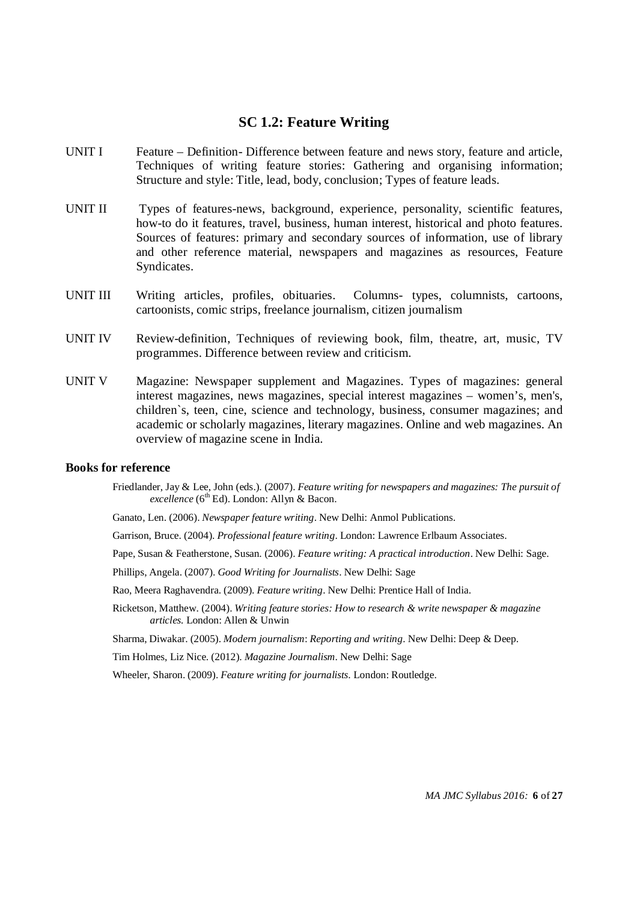## SC 1.2: Feature Writing

UNIT I Feature – Definition- Difference between feature and news story, feature and article, Techniques of writing feature stories: Gathering and organising information; Structure and style: Title, lead, body, conclusion; Types of feature leads.

UNIT II Types of features-news, background, experience, personality, scientific features, how-to do it features, travel, business, human interest, historical and photo features. Sources of features: primary and secondary sources of information, use of library and other reference material, newspapers and magazines as resources, Feature Syndicates.

UNIT III Writing articles, profiles, obituaries. Columns- types, columnists, cartoons, cartoonists, comic strips, freelance journalism, citizen journalism

UNIT IV Review-definition, Techniques of reviewing book, film, theatre, art, music, TV programmes. Difference between review and criticism.

UNIT V Magazine: Newspaper supplement and Magazines. Types of magazines: general interest magazines, news magazines, special interest magazines – women's, men's, children`s, teen, cine, science and technology, business, consumer magazines; and academic or scholarly magazines, literary magazines. Online and web magazines. An overview of magazine scene in India.

**Books for reference**

Friedlander, Jay & Lee, John (eds.). (2007). *Feature writing for newspapers and magazines: The pursuit of excellence* (6th Ed). London: Allyn & Bacon.

Ganato, Len. (2006). *Newspaper feature writing*. New Delhi: Anmol Publications.

Garrison, Bruce. (2004). *Professional feature writing*. London: Lawrence Erlbaum Associates.

Pape, Susan & Featherstone, Susan. (2006). *Feature writing: A practical introduction*. New Delhi: Sage.

Phillips, Angela. (2007). *Good Writing for Journalists*. New Delhi: Sage

Rao, Meera Raghavendra. (2009). *Feature writing*. New Delhi: Prentice Hall of India.

Ricketson, Matthew. (2004). *Writing feature stories: How to research & write newspaper & magazine articles.* London: Allen & Unwin

Sharma, Diwakar. (2005). *Modern journalism*: *Reporting and writing*. New Delhi: Deep & Deep.

Tim Holmes, Liz Nice. (2012). *Magazine Journalism*. New Delhi: Sage

Wheeler, Sharon. (2009). *Feature writing for journalists.* London: Routledge.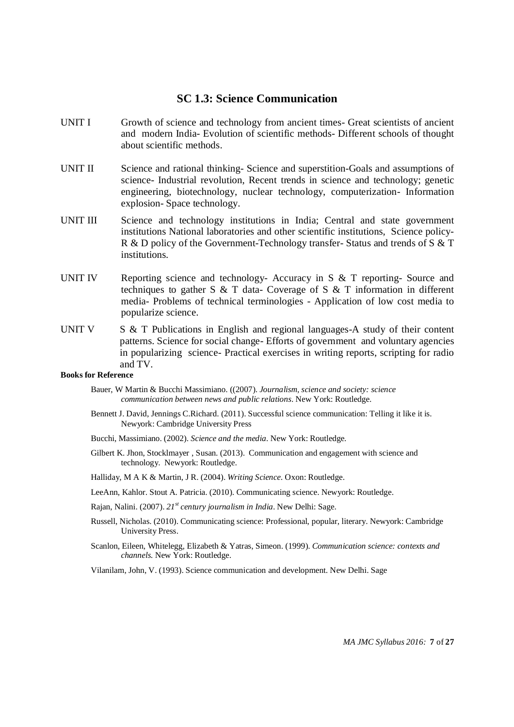## SC 1.3: Science Communication

UNIT I Growth of science and technology from ancient times- Great scientists of ancient and modern India- Evolution of scientific methods- Different schools of thought about scientific methods.

UNIT II Science and rational thinking- Science and superstition-Goals and assumptions of science- Industrial revolution, Recent trends in science and technology; genetic engineering, biotechnology, nuclear technology, computerization- Information explosion- Space technology.

UNIT III Science and technology institutions in India; Central and state government institutions National laboratories and other scientific institutions, Science policy- R & D policy of the Government-Technology transfer- Status and trends of S & T institutions.

UNIT IV Reporting science and technology- Accuracy in S & T reporting- Source and techniques to gather S & T data- Coverage of S & T information in different media- Problems of technical terminologies - Application of low cost media to popularize science.

UNIT V S & T Publications in English and regional languages-A study of their content patterns. Science for social change- Efforts of government and voluntary agencies in popularizing science- Practical exercises in writing reports, scripting for radio and TV.

**Books for Reference**

Bauer, W Martin & Bucchi Massimiano. ((2007). *Journalism, science and society: science communication between news and public relations*. New York: Routledge.

Bennett J. David, Jennings C.Richard. (2011). Successful science communication: Telling it like it is. Newyork: Cambridge University Press

Bucchi, Massimiano. (2002). *Science and the media*. New York: Routledge.

Gilbert K. Jhon, Stocklmayer , Susan. (2013). Communication and engagement with science and technology. Newyork: Routledge.

Halliday, M A K & Martin, J R. (2004). *Writing Science*. Oxon: Routledge.

LeeAnn, Kahlor. Stout A. Patricia. (2010). Communicating science. Newyork: Routledge.

Rajan, Nalini. (2007). *21st century journalism in India*. New Delhi: Sage.

Russell, Nicholas. (2010). Communicating science: Professional, popular, literary. Newyork: Cambridge University Press.

Scanlon, Eileen, Whitelegg, Elizabeth & Yatras, Simeon. (1999). *Communication science: contexts and channels*. New York: Routledge.

Vilanilam, John, V. (1993). Science communication and development. New Delhi. Sage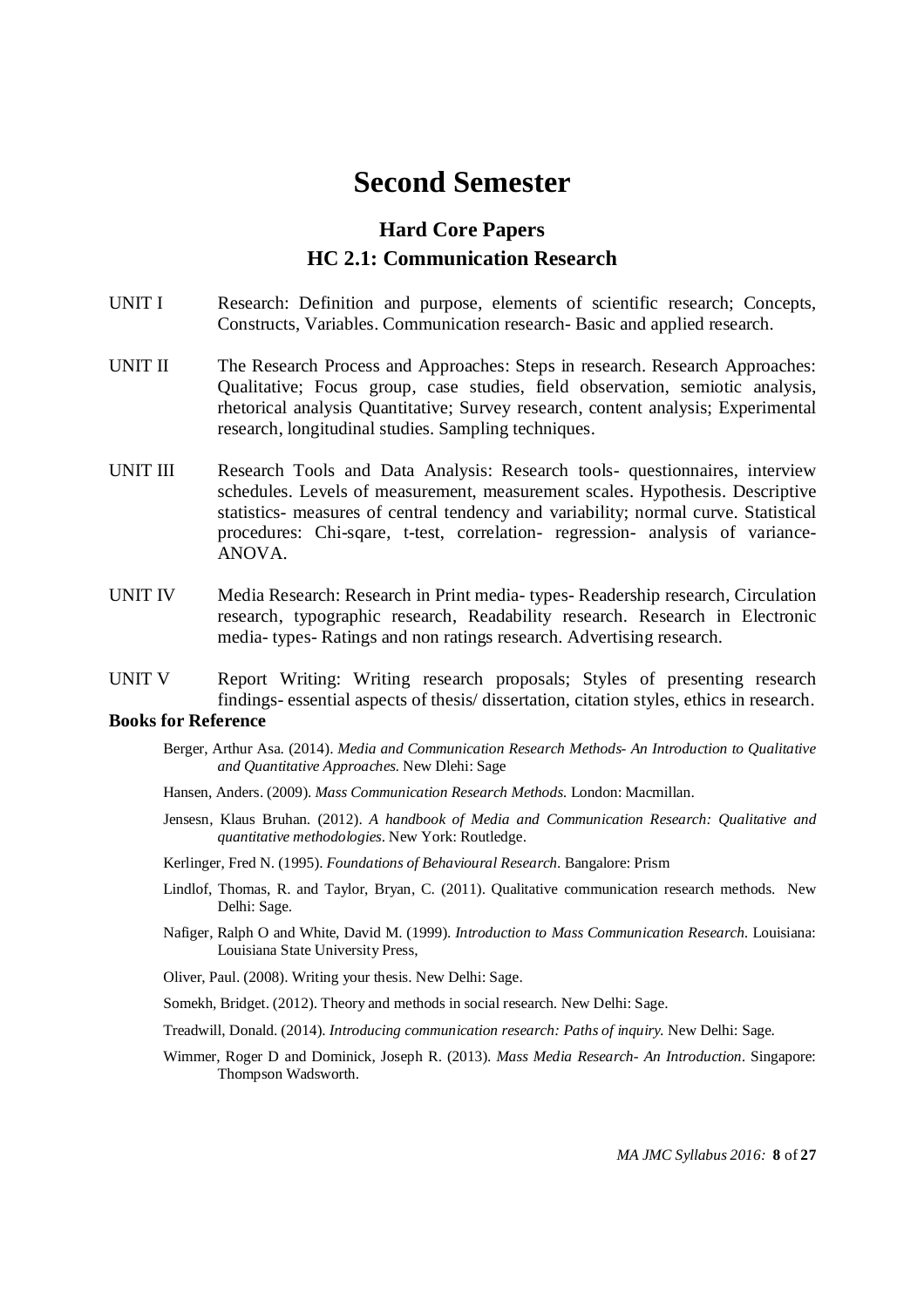# Second Semester

## Hard Core Papers

## HC 2.1: Communication Research

UNIT I Research: Definition and purpose, elements of scientific research; Concepts, Constructs, Variables. Communication research- Basic and applied research.

UNIT II The Research Process and Approaches: Steps in research. Research Approaches: Qualitative; Focus group, case studies, field observation, semiotic analysis, rhetorical analysis Quantitative; Survey research, content analysis; Experimental research, longitudinal studies. Sampling techniques.

UNIT III Research Tools and Data Analysis: Research tools- questionnaires, interview schedules. Levels of measurement, measurement scales. Hypothesis. Descriptive statistics- measures of central tendency and variability; normal curve. Statistical procedures: Chi-sqare, t-test, correlation- regression- analysis of variance- ANOVA.

UNIT IV Media Research: Research in Print media- types- Readership research, Circulation research, typographic research, Readability research. Research in Electronic media- types- Ratings and non ratings research. Advertising research.

UNIT V Report Writing: Writing research proposals; Styles of presenting research findings- essential aspects of thesis/ dissertation, citation styles, ethics in research.

**Books for Reference**

Berger, Arthur Asa. (2014). *Media and Communication Research Methods- An Introduction to Qualitative and Quantitative Approaches.* New Dlehi: Sage

Hansen, Anders. (2009). *Mass Communication Research Methods.* London: Macmillan.

Jensesn, Klaus Bruhan. (2012). *A handbook of Media and Communication Research: Qualitative and quantitative methodologies*. New York: Routledge.

Kerlinger, Fred N. (1995). *Foundations of Behavioural Research*. Bangalore: Prism

Lindlof, Thomas, R. and Taylor, Bryan, C. (2011). Qualitative communication research methods. New Delhi: Sage.

Nafiger, Ralph O and White, David M. (1999). *Introduction to Mass Communication Research.* Louisiana: Louisiana State University Press,

Oliver, Paul. (2008). Writing your thesis. New Delhi: Sage.

Somekh, Bridget. (2012). Theory and methods in social research. New Delhi: Sage.

Treadwill, Donald. (2014). *Introducing communication research: Paths of inquiry.* New Delhi: Sage.

Wimmer, Roger D and Dominick, Joseph R. (2013). *Mass Media Research- An Introduction*. Singapore: Thompson Wadsworth.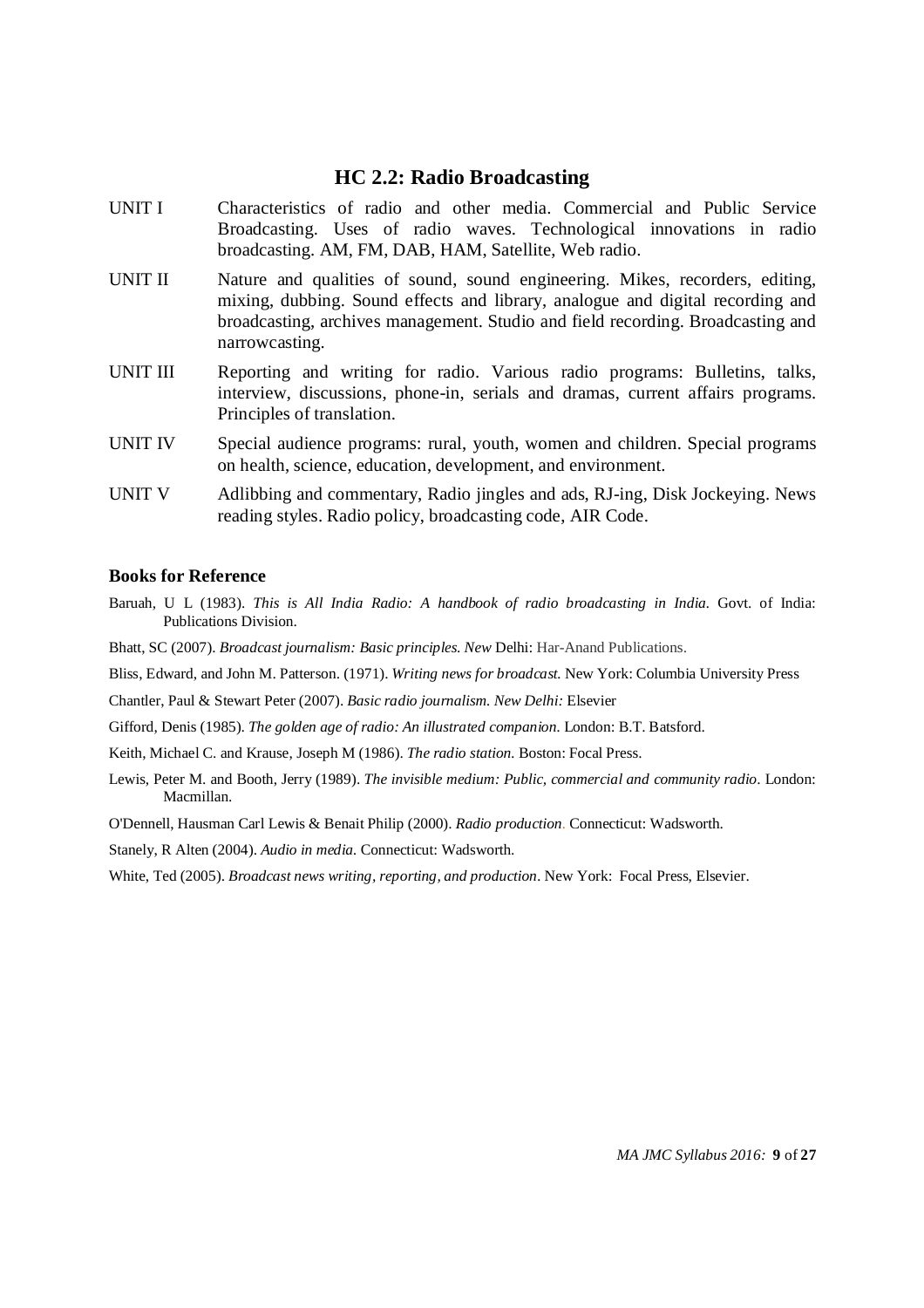## HC 2.2: Radio Broadcasting

| | |
|---|---|
| UNIT I | Characteristics of radio and other media. Commercial and Public Service Broadcasting. Uses of radio waves. Technological innovations in radio broadcasting. AM, FM, DAB, HAM, Satellite, Web radio. |
| UNIT II | Nature and qualities of sound, sound engineering. Mikes, recorders, editing, mixing, dubbing. Sound effects and library, analogue and digital recording and broadcasting, archives management. Studio and field recording. Broadcasting and narrowcasting. |
| UNIT III | Reporting and writing for radio. Various radio programs: Bulletins, talks, interview, discussions, phone-in, serials and dramas, current affairs programs. Principles of translation. |
| UNIT IV | Special audience programs: rural, youth, women and children. Special programs on health, science, education, development, and environment. |
| UNIT V | Adlibbing and commentary, Radio jingles and ads, RJ-ing, Disk Jockeying. News reading styles. Radio policy, broadcasting code, AIR Code. |

### Books for Reference

Baruah, U L (1983). *This is All India Radio: A handbook of radio broadcasting in India.* Govt. of India: Publications Division.

Bhatt, SC (2007). *Broadcast journalism: Basic principles. New* Delhi: Har-Anand Publications.

Bliss, Edward, and John M. Patterson. (1971). *Writing news for broadcast.* New York: Columbia University Press

Chantler, Paul & Stewart Peter (2007). *Basic radio journalism. New Delhi:* Elsevier

Gifford, Denis (1985). *The golden age of radio: An illustrated companion.* London: B.T. Batsford.

Keith, Michael C. and Krause, Joseph M (1986). *The radio station.* Boston: Focal Press.

Lewis, Peter M. and Booth, Jerry (1989). *The invisible medium: Public, commercial and community radio*. London: Macmillan.

O'Dennell, Hausman Carl Lewis & Benait Philip (2000). *Radio production*. Connecticut: Wadsworth.

Stanely, R Alten (2004). *Audio in media.* Connecticut: Wadsworth.

White, Ted (2005). *Broadcast news writing, reporting, and production*. New York: Focal Press, Elsevier.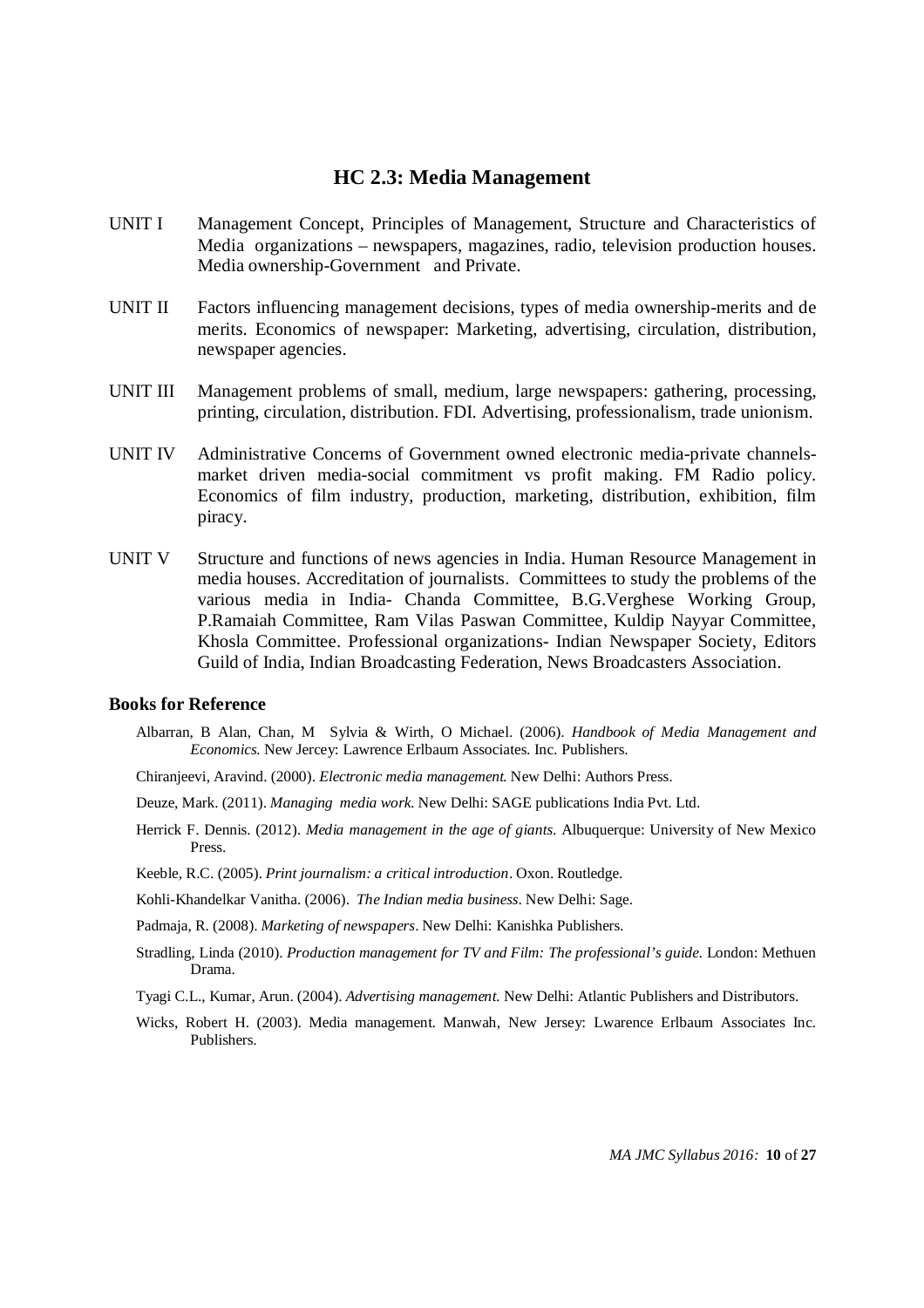## HC 2.3: Media Management

UNIT I Management Concept, Principles of Management, Structure and Characteristics of Media organizations – newspapers, magazines, radio, television production houses. Media ownership-Government and Private.

UNIT II Factors influencing management decisions, types of media ownership-merits and de merits. Economics of newspaper: Marketing, advertising, circulation, distribution, newspaper agencies.

UNIT III Management problems of small, medium, large newspapers: gathering, processing, printing, circulation, distribution. FDI. Advertising, professionalism, trade unionism.

UNIT IV Administrative Concerns of Government owned electronic media-private channels-market driven media-social commitment vs profit making. FM Radio policy. Economics of film industry, production, marketing, distribution, exhibition, film piracy.

UNIT V Structure and functions of news agencies in India. Human Resource Management in media houses. Accreditation of journalists. Committees to study the problems of the various media in India- Chanda Committee, B.G.Verghese Working Group, P.Ramaiah Committee, Ram Vilas Paswan Committee, Kuldip Nayyar Committee, Khosla Committee. Professional organizations- Indian Newspaper Society, Editors Guild of India, Indian Broadcasting Federation, News Broadcasters Association.

**Books for Reference**

Albarran, B Alan, Chan, M Sylvia & Wirth, O Michael. (2006). *Handbook of Media Management and Economics.* New Jercey: Lawrence Erlbaum Associates. Inc. Publishers.

Chiranjeevi, Aravind. (2000). *Electronic media management.* New Delhi: Authors Press.

Deuze, Mark. (2011). *Managing media work.* New Delhi: SAGE publications India Pvt. Ltd.

Herrick F. Dennis. (2012). *Media management in the age of giants.* Albuquerque: University of New Mexico Press.

Keeble, R.C. (2005). *Print journalism: a critical introduction*. Oxon. Routledge.

Kohli-Khandelkar Vanitha. (2006). *The Indian media business*. New Delhi: Sage.

Padmaja, R. (2008). *Marketing of newspapers*. New Delhi: Kanishka Publishers.

Stradling, Linda (2010). *Production management for TV and Film: The professional's guide.* London: Methuen Drama.

Tyagi C.L., Kumar, Arun. (2004). *Advertising management.* New Delhi: Atlantic Publishers and Distributors.

Wicks, Robert H. (2003). Media management. Manwah, New Jersey: Lwarence Erlbaum Associates Inc. Publishers.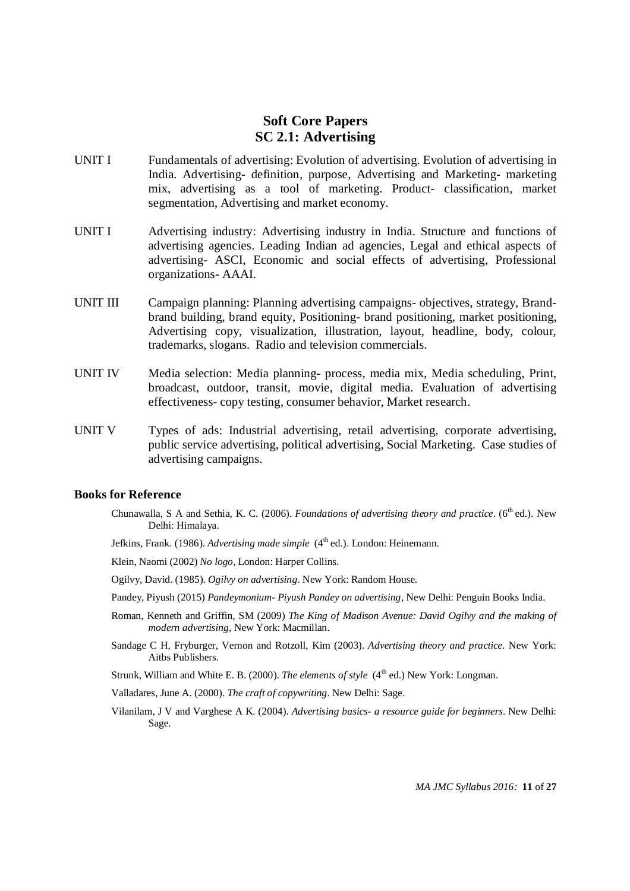## Soft Core Papers
## SC 2.1: Advertising

UNIT I Fundamentals of advertising: Evolution of advertising. Evolution of advertising in India. Advertising- definition, purpose, Advertising and Marketing- marketing mix, advertising as a tool of marketing. Product- classification, market segmentation, Advertising and market economy.

UNIT I Advertising industry: Advertising industry in India. Structure and functions of advertising agencies. Leading Indian ad agencies, Legal and ethical aspects of advertising- ASCI, Economic and social effects of advertising, Professional organizations- AAAI.

UNIT III Campaign planning: Planning advertising campaigns- objectives, strategy, Brand- brand building, brand equity, Positioning- brand positioning, market positioning, Advertising copy, visualization, illustration, layout, headline, body, colour, trademarks, slogans. Radio and television commercials.

UNIT IV Media selection: Media planning- process, media mix, Media scheduling, Print, broadcast, outdoor, transit, movie, digital media. Evaluation of advertising effectiveness- copy testing, consumer behavior, Market research.

UNIT V Types of ads: Industrial advertising, retail advertising, corporate advertising, public service advertising, political advertising, Social Marketing. Case studies of advertising campaigns.

**Books for Reference**

Chunawalla, S A and Sethia, K. C. (2006). *Foundations of advertising theory and practice*. (6th ed.). New Delhi: Himalaya.

Jefkins, Frank. (1986). *Advertising made simple* (4th ed.). London: Heinemann.

Klein, Naomi (2002) *No logo*, London: Harper Collins.

Ogilvy, David. (1985). *Ogilvy on advertising*. New York: Random House.

Pandey, Piyush (2015) *Pandeymonium- Piyush Pandey on advertising*, New Delhi: Penguin Books India.

Roman, Kenneth and Griffin, SM (2009) *The King of Madison Avenue: David Ogilvy and the making of modern advertising*, New York: Macmillan.

Sandage C H, Fryburger, Vernon and Rotzoll, Kim (2003). *Advertising theory and practice.* New York: Aitbs Publishers.

Strunk, William and White E. B. (2000). *The elements of style* (4th ed.) New York: Longman.

Valladares, June A. (2000). *The craft of copywriting*. New Delhi: Sage.

Vilanilam, J V and Varghese A K. (2004). *Advertising basics- a resource guide for beginners*. New Delhi: Sage.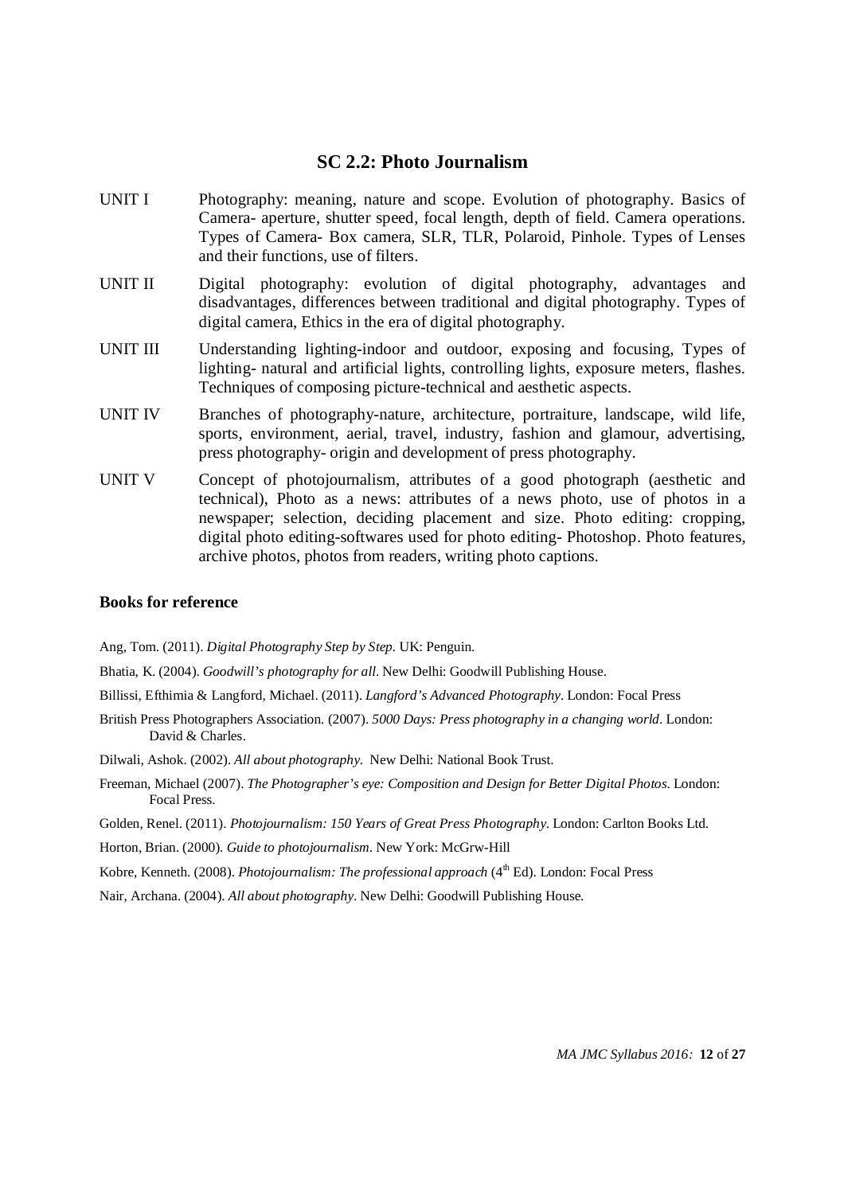## SC 2.2: Photo Journalism

| | |
|---|---|
| UNIT I | Photography: meaning, nature and scope. Evolution of photography. Basics of Camera- aperture, shutter speed, focal length, depth of field. Camera operations. Types of Camera- Box camera, SLR, TLR, Polaroid, Pinhole. Types of Lenses and their functions, use of filters. |
| UNIT II | Digital photography: evolution of digital photography, advantages and disadvantages, differences between traditional and digital photography. Types of digital camera, Ethics in the era of digital photography. |
| UNIT III | Understanding lighting-indoor and outdoor, exposing and focusing, Types of lighting- natural and artificial lights, controlling lights, exposure meters, flashes. Techniques of composing picture-technical and aesthetic aspects. |
| UNIT IV | Branches of photography-nature, architecture, portraiture, landscape, wild life, sports, environment, aerial, travel, industry, fashion and glamour, advertising, press photography- origin and development of press photography. |
| UNIT V | Concept of photojournalism, attributes of a good photograph (aesthetic and technical), Photo as a news: attributes of a news photo, use of photos in a newspaper; selection, deciding placement and size. Photo editing: cropping, digital photo editing-softwares used for photo editing- Photoshop. Photo features, archive photos, photos from readers, writing photo captions. |

### Books for reference

Ang, Tom. (2011). *Digital Photography Step by Step*. UK: Penguin.

Bhatia, K. (2004). *Goodwill's photography for all*. New Delhi: Goodwill Publishing House.

Billissi, Efthimia & Langford, Michael. (2011). *Langford's Advanced Photography*. London: Focal Press

British Press Photographers Association. (2007). *5000 Days: Press photography in a changing world*. London: David & Charles.

Dilwali, Ashok. (2002). *All about photography*. New Delhi: National Book Trust.

Freeman, Michael (2007). *The Photographer's eye: Composition and Design for Better Digital Photos*. London: Focal Press.

Golden, Renel. (2011). *Photojournalism: 150 Years of Great Press Photography*. London: Carlton Books Ltd.

Horton, Brian. (2000). *Guide to photojournalism*. New York: McGrw-Hill

Kobre, Kenneth. (2008). *Photojournalism: The professional approach* (4th Ed). London: Focal Press

Nair, Archana. (2004). *All about photography*. New Delhi: Goodwill Publishing House.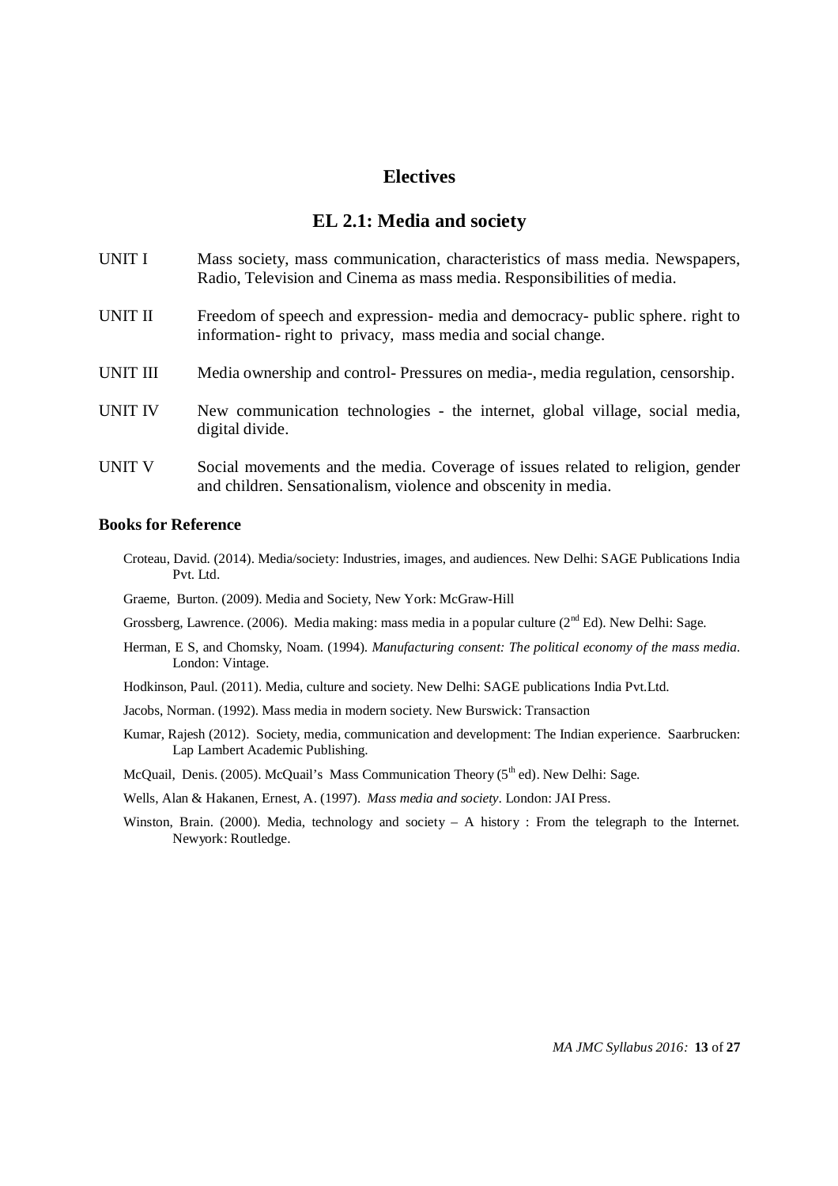# Electives

## EL 2.1: Media and society

| | |
|---|---|
| UNIT I | Mass society, mass communication, characteristics of mass media. Newspapers, Radio, Television and Cinema as mass media. Responsibilities of media. |
| UNIT II | Freedom of speech and expression- media and democracy- public sphere. right to information- right to privacy, mass media and social change. |
| UNIT III | Media ownership and control- Pressures on media-, media regulation, censorship. |
| UNIT IV | New communication technologies - the internet, global village, social media, digital divide. |
| UNIT V | Social movements and the media. Coverage of issues related to religion, gender and children. Sensationalism, violence and obscenity in media. |

**Books for Reference**

Croteau, David. (2014). Media/society: Industries, images, and audiences. New Delhi: SAGE Publications India Pvt. Ltd.

Graeme, Burton. (2009). Media and Society, New York: McGraw-Hill

Grossberg, Lawrence. (2006). Media making: mass media in a popular culture (2nd Ed). New Delhi: Sage.

Herman, E S, and Chomsky, Noam. (1994). *Manufacturing consent: The political economy of the mass media*. London: Vintage.

Hodkinson, Paul. (2011). Media, culture and society. New Delhi: SAGE publications India Pvt.Ltd.

Jacobs, Norman. (1992). Mass media in modern society. New Burswick: Transaction

Kumar, Rajesh (2012). Society, media, communication and development: The Indian experience. Saarbrucken: Lap Lambert Academic Publishing.

McQuail, Denis. (2005). McQuail's Mass Communication Theory (5th ed). New Delhi: Sage.

Wells, Alan & Hakanen, Ernest, A. (1997). *Mass media and society*. London: JAI Press.

Winston, Brain. (2000). Media, technology and society – A history : From the telegraph to the Internet. Newyork: Routledge.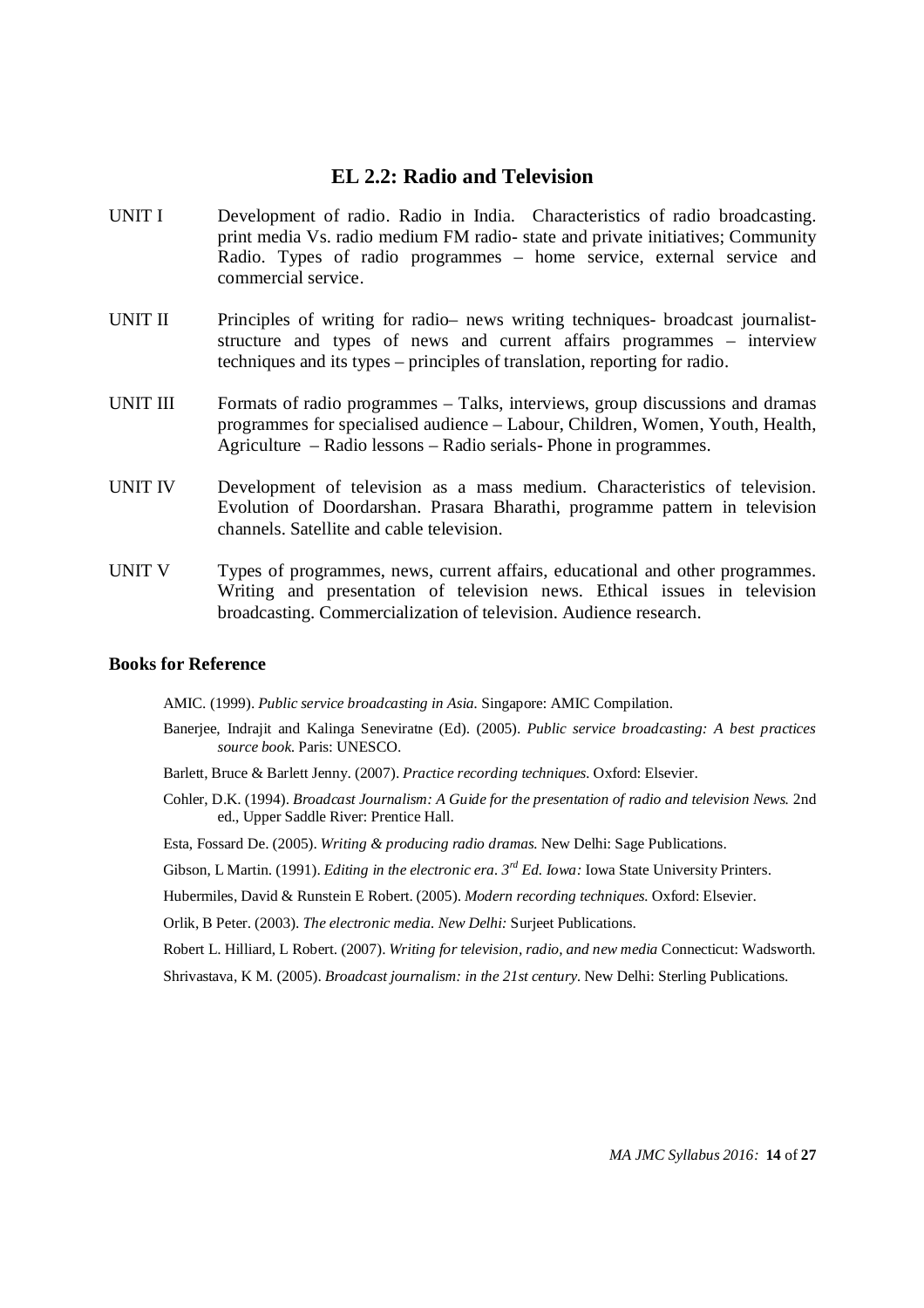## EL 2.2: Radio and Television

| | |
|---|---|
| UNIT I | Development of radio. Radio in India. Characteristics of radio broadcasting. print media Vs. radio medium FM radio- state and private initiatives; Community Radio. Types of radio programmes – home service, external service and commercial service. |
| UNIT II | Principles of writing for radio– news writing techniques- broadcast journalist- structure and types of news and current affairs programmes – interview techniques and its types – principles of translation, reporting for radio. |
| UNIT III | Formats of radio programmes – Talks, interviews, group discussions and dramas programmes for specialised audience – Labour, Children, Women, Youth, Health, Agriculture – Radio lessons – Radio serials- Phone in programmes. |
| UNIT IV | Development of television as a mass medium. Characteristics of television. Evolution of Doordarshan. Prasara Bharathi, programme pattern in television channels. Satellite and cable television. |
| UNIT V | Types of programmes, news, current affairs, educational and other programmes. Writing and presentation of television news. Ethical issues in television broadcasting. Commercialization of television. Audience research. |

**Books for Reference**

AMIC. (1999). *Public service broadcasting in Asia.* Singapore: AMIC Compilation.

Banerjee, Indrajit and Kalinga Seneviratne (Ed). (2005). *Public service broadcasting: A best practices source book.* Paris: UNESCO.

Barlett, Bruce & Barlett Jenny. (2007). *Practice recording techniques.* Oxford: Elsevier.

Cohler, D.K. (1994). *Broadcast Journalism: A Guide for the presentation of radio and television News.* 2nd ed., Upper Saddle River: Prentice Hall.

Esta, Fossard De. (2005). *Writing & producing radio dramas.* New Delhi: Sage Publications.

Gibson, L Martin. (1991). *Editing in the electronic era. 3rd Ed. Iowa:* Iowa State University Printers.

Hubermiles, David & Runstein E Robert. (2005). *Modern recording techniques.* Oxford: Elsevier.

Orlik, B Peter. (2003). *The electronic media. New Delhi:* Surjeet Publications.

Robert L. Hilliard, L Robert. (2007). *Writing for television, radio, and new media* Connecticut: Wadsworth.

Shrivastava, K M. (2005). *Broadcast journalism: in the 21st century.* New Delhi: Sterling Publications.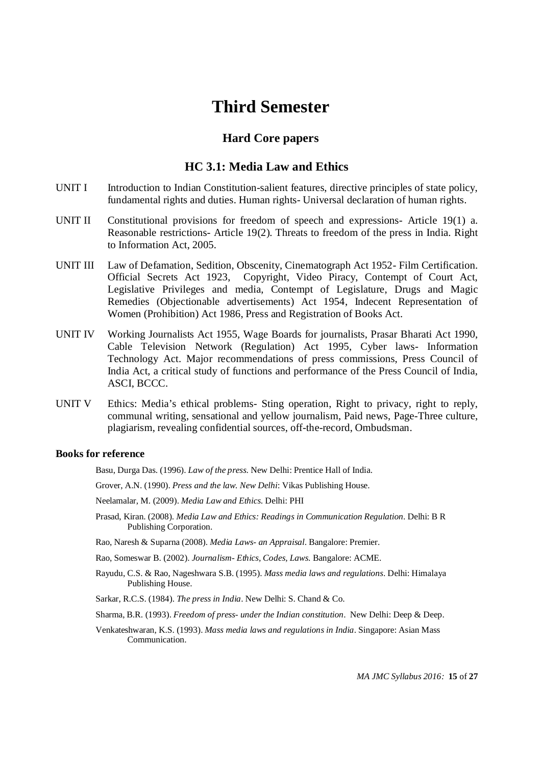# Third Semester

## Hard Core papers

### HC 3.1: Media Law and Ethics

UNIT I Introduction to Indian Constitution-salient features, directive principles of state policy, fundamental rights and duties. Human rights- Universal declaration of human rights.

UNIT II Constitutional provisions for freedom of speech and expressions- Article 19(1) a. Reasonable restrictions- Article 19(2). Threats to freedom of the press in India. Right to Information Act, 2005.

UNIT III Law of Defamation, Sedition, Obscenity, Cinematograph Act 1952- Film Certification. Official Secrets Act 1923, Copyright, Video Piracy, Contempt of Court Act, Legislative Privileges and media, Contempt of Legislature, Drugs and Magic Remedies (Objectionable advertisements) Act 1954, Indecent Representation of Women (Prohibition) Act 1986, Press and Registration of Books Act.

UNIT IV Working Journalists Act 1955, Wage Boards for journalists, Prasar Bharati Act 1990, Cable Television Network (Regulation) Act 1995, Cyber laws- Information Technology Act. Major recommendations of press commissions, Press Council of India Act, a critical study of functions and performance of the Press Council of India, ASCI, BCCC.

UNIT V Ethics: Media's ethical problems- Sting operation, Right to privacy, right to reply, communal writing, sensational and yellow journalism, Paid news, Page-Three culture, plagiarism, revealing confidential sources, off-the-record, Ombudsman.

**Books for reference**

Basu, Durga Das. (1996). *Law of the press.* New Delhi: Prentice Hall of India.

Grover, A.N. (1990). *Press and the law. New Delhi*: Vikas Publishing House.

Neelamalar, M. (2009). *Media Law and Ethics.* Delhi: PHI

Prasad, Kiran. (2008). *Media Law and Ethics: Readings in Communication Regulation*. Delhi: B R Publishing Corporation.

Rao, Naresh & Suparna (2008). *Media Laws- an Appraisal*. Bangalore: Premier.

Rao, Someswar B. (2002). *Journalism- Ethics, Codes, Laws.* Bangalore: ACME.

Rayudu, C.S. & Rao, Nageshwara S.B. (1995). *Mass media laws and regulations*. Delhi: Himalaya Publishing House.

Sarkar, R.C.S. (1984). *The press in India*. New Delhi: S. Chand & Co.

Sharma, B.R. (1993). *Freedom of press- under the Indian constitution*. New Delhi: Deep & Deep.

Venkateshwaran, K.S. (1993). *Mass media laws and regulations in India*. Singapore: Asian Mass Communication.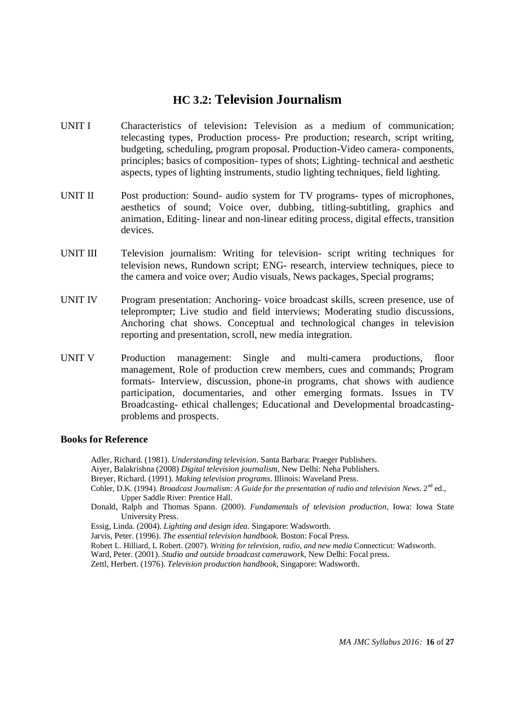## HC 3.2: Television Journalism

UNIT I — Characteristics of television**:** Television as a medium of communication; telecasting types, Production process- Pre production; research, script writing, budgeting, scheduling, program proposal. Production-Video camera- components, principles; basics of composition- types of shots; Lighting- technical and aesthetic aspects, types of lighting instruments, studio lighting techniques, field lighting.

UNIT II — Post production: Sound- audio system for TV programs- types of microphones, aesthetics of sound; Voice over, dubbing, titling-subtitling, graphics and animation, Editing- linear and non-linear editing process, digital effects, transition devices.

UNIT III — Television journalism: Writing for television- script writing techniques for television news, Rundown script; ENG- research, interview techniques, piece to the camera and voice over; Audio visuals, News packages, Special programs;

UNIT IV — Program presentation: Anchoring- voice broadcast skills, screen presence, use of teleprompter; Live studio and field interviews; Moderating studio discussions, Anchoring chat shows. Conceptual and technological changes in television reporting and presentation, scroll, new media integration.

UNIT V — Production management: Single and multi-camera productions, floor management, Role of production crew members, cues and commands; Program formats- Interview, discussion, phone-in programs, chat shows with audience participation, documentaries, and other emerging formats. Issues in TV Broadcasting- ethical challenges; Educational and Developmental broadcasting- problems and prospects.

**Books for Reference**

Adler, Richard. (1981). *Understanding television*. Santa Barbara: Praeger Publishers.

Aiyer, Balakrishna (2008) *Digital television journalism*, New Delhi: Neha Publishers.

Breyer, Richard. (1991). *Making television programs*. Illinois: Waveland Press.

Cohler, D.K. (1994). *Broadcast Journalism: A Guide for the presentation of radio and television News*. 2nd ed., Upper Saddle River: Prentice Hall.

Donald, Ralph and Thomas Spann. (2000). *Fundamentals of television production*, Iowa: Iowa State University Press.

Essig, Linda. (2004). *Lighting and design idea*. Singapore: Wadsworth.

Jarvis, Peter. (1996). *The essential television handbook*. Boston: Focal Press.

Robert L. Hilliard, L Robert. (2007). *Writing for television, radio, and new media* Connecticut: Wadsworth.

Ward, Peter. (2001). *Studio and outside broadcast camerawork*, New Delhi: Focal press.

Zettl, Herbert. (1976). *Television production handbook*, Singapore: Wadsworth.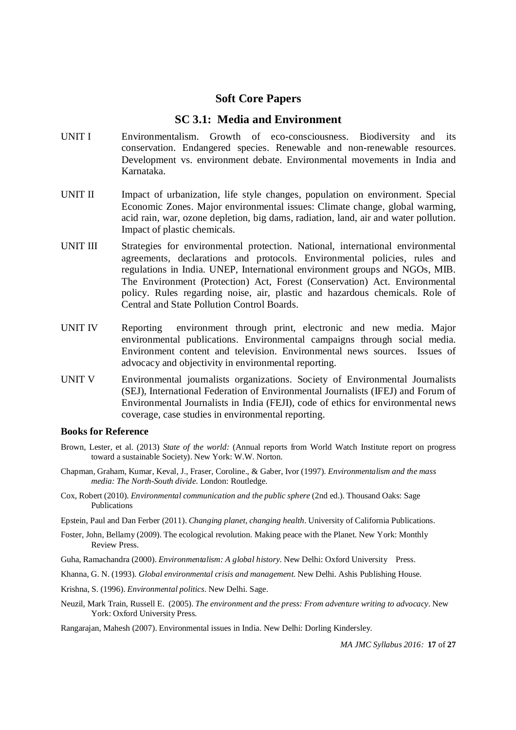## Soft Core Papers

### SC 3.1: Media and Environment

UNIT I Environmentalism. Growth of eco-consciousness. Biodiversity and its conservation. Endangered species. Renewable and non-renewable resources. Development vs. environment debate. Environmental movements in India and Karnataka.

UNIT II Impact of urbanization, life style changes, population on environment. Special Economic Zones. Major environmental issues: Climate change, global warming, acid rain, war, ozone depletion, big dams, radiation, land, air and water pollution. Impact of plastic chemicals.

UNIT III Strategies for environmental protection. National, international environmental agreements, declarations and protocols. Environmental policies, rules and regulations in India. UNEP, International environment groups and NGOs, MIB. The Environment (Protection) Act, Forest (Conservation) Act. Environmental policy. Rules regarding noise, air, plastic and hazardous chemicals. Role of Central and State Pollution Control Boards.

UNIT IV Reporting environment through print, electronic and new media. Major environmental publications. Environmental campaigns through social media. Environment content and television. Environmental news sources. Issues of advocacy and objectivity in environmental reporting.

UNIT V Environmental journalists organizations. Society of Environmental Journalists (SEJ), International Federation of Environmental Journalists (IFEJ) and Forum of Environmental Journalists in India (FEJI), code of ethics for environmental news coverage, case studies in environmental reporting.

**Books for Reference**

Brown, Lester, et al. (2013) *State of the world:* (Annual reports from World Watch Institute report on progress toward a sustainable Society). New York: W.W. Norton.

Chapman, Graham, Kumar, Keval, J., Fraser, Coroline., & Gaber, Ivor (1997). *Environmentalism and the mass media: The North-South divide.* London: Routledge.

Cox, Robert (2010). *Environmental communication and the public sphere* (2nd ed.). Thousand Oaks: Sage Publications

Epstein, Paul and Dan Ferber (2011). *Changing planet, changing health*. University of California Publications.

Foster, John, Bellamy (2009). The ecological revolution. Making peace with the Planet. New York: Monthly Review Press.

Guha, Ramachandra (2000). *Environmentalism: A global history.* New Delhi: Oxford University Press.

Khanna, G. N. (1993). *Global environmental crisis and management.* New Delhi. Ashis Publishing House.

Krishna, S. (1996). *Environmental politics*. New Delhi. Sage.

Neuzil, Mark Train, Russell E. (2005). *The environment and the press: From adventure writing to advocacy*. New York: Oxford University Press.

Rangarajan, Mahesh (2007). Environmental issues in India. New Delhi: Dorling Kindersley.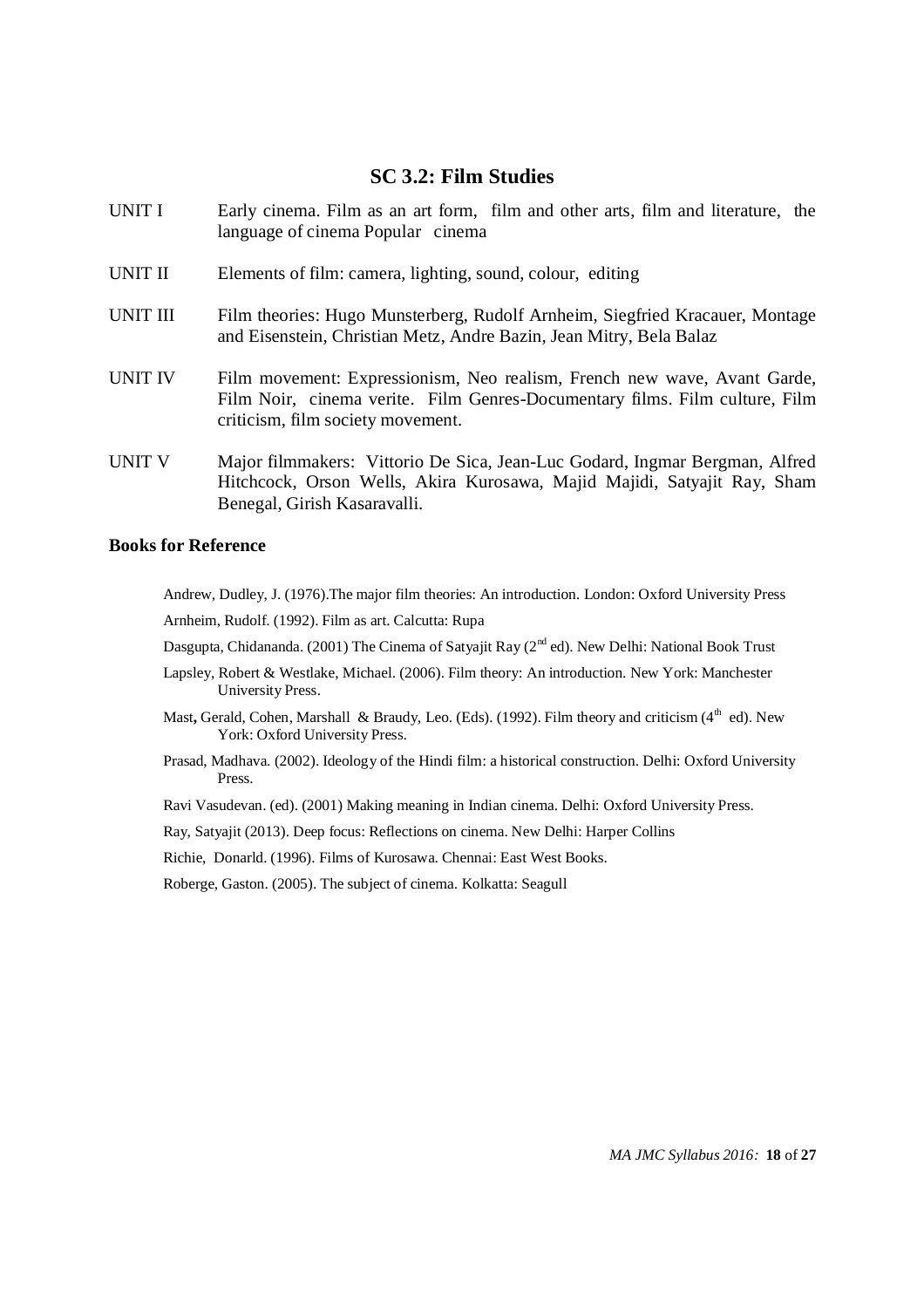## SC 3.2: Film Studies

| | |
|---|---|
| UNIT I | Early cinema. Film as an art form, film and other arts, film and literature, the language of cinema Popular cinema |
| UNIT II | Elements of film: camera, lighting, sound, colour, editing |
| UNIT III | Film theories: Hugo Munsterberg, Rudolf Arnheim, Siegfried Kracauer, Montage and Eisenstein, Christian Metz, Andre Bazin, Jean Mitry, Bela Balaz |
| UNIT IV | Film movement: Expressionism, Neo realism, French new wave, Avant Garde, Film Noir, cinema verite. Film Genres-Documentary films. Film culture, Film criticism, film society movement. |
| UNIT V | Major filmmakers: Vittorio De Sica, Jean-Luc Godard, Ingmar Bergman, Alfred Hitchcock, Orson Wells, Akira Kurosawa, Majid Majidi, Satyajit Ray, Sham Benegal, Girish Kasaravalli. |

**Books for Reference**

Andrew, Dudley, J. (1976).The major film theories: An introduction. London: Oxford University Press

Arnheim, Rudolf. (1992). Film as art. Calcutta: Rupa

Dasgupta, Chidananda. (2001) The Cinema of Satyajit Ray (2nd ed). New Delhi: National Book Trust

Lapsley, Robert & Westlake, Michael. (2006). Film theory: An introduction. New York: Manchester University Press.

Mast**,** Gerald, Cohen, Marshall & Braudy, Leo. (Eds). (1992). Film theory and criticism (4th ed). New York: Oxford University Press.

Prasad, Madhava. (2002). Ideology of the Hindi film: a historical construction. Delhi: Oxford University Press.

Ravi Vasudevan. (ed). (2001) Making meaning in Indian cinema. Delhi: Oxford University Press.

Ray, Satyajit (2013). Deep focus: Reflections on cinema. New Delhi: Harper Collins

Richie, Donarld. (1996). Films of Kurosawa. Chennai: East West Books.

Roberge, Gaston. (2005). The subject of cinema. Kolkatta: Seagull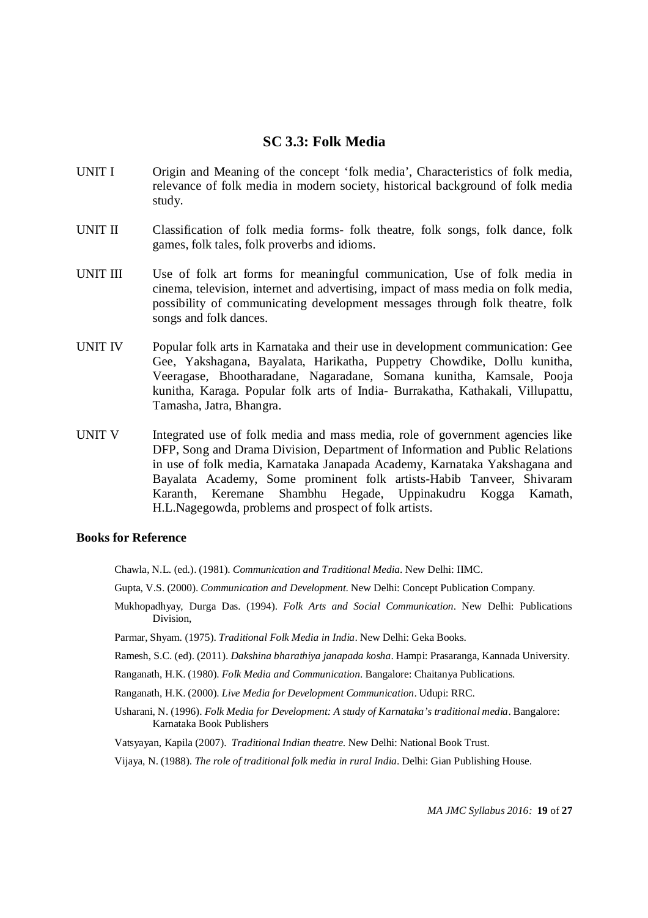## SC 3.3: Folk Media

| | |
|---|---|
| UNIT I | Origin and Meaning of the concept 'folk media', Characteristics of folk media, relevance of folk media in modern society, historical background of folk media study. |
| UNIT II | Classification of folk media forms- folk theatre, folk songs, folk dance, folk games, folk tales, folk proverbs and idioms. |
| UNIT III | Use of folk art forms for meaningful communication, Use of folk media in cinema, television, internet and advertising, impact of mass media on folk media, possibility of communicating development messages through folk theatre, folk songs and folk dances. |
| UNIT IV | Popular folk arts in Karnataka and their use in development communication: Gee Gee, Yakshagana, Bayalata, Harikatha, Puppetry Chowdike, Dollu kunitha, Veeragase, Bhootharadane, Nagaradane, Somana kunitha, Kamsale, Pooja kunitha, Karaga. Popular folk arts of India- Burrakatha, Kathakali, Villupattu, Tamasha, Jatra, Bhangra. |
| UNIT V | Integrated use of folk media and mass media, role of government agencies like DFP, Song and Drama Division, Department of Information and Public Relations in use of folk media, Karnataka Janapada Academy, Karnataka Yakshagana and Bayalata Academy, Some prominent folk artists-Habib Tanveer, Shivaram Karanth, Keremane Shambhu Hegade, Uppinakudru Kogga Kamath, H.L.Nagegowda, problems and prospect of folk artists. |

**Books for Reference**

Chawla, N.L. (ed.). (1981). *Communication and Traditional Media*. New Delhi: IIMC.

Gupta, V.S. (2000). *Communication and Development*. New Delhi: Concept Publication Company.

Mukhopadhyay, Durga Das. (1994). *Folk Arts and Social Communication*. New Delhi: Publications Division,

Parmar, Shyam. (1975). *Traditional Folk Media in India*. New Delhi: Geka Books.

Ramesh, S.C. (ed). (2011). *Dakshina bharathiya janapada kosha*. Hampi: Prasaranga, Kannada University.

Ranganath, H.K. (1980). *Folk Media and Communication*. Bangalore: Chaitanya Publications.

Ranganath, H.K. (2000). *Live Media for Development Communication*. Udupi: RRC.

Usharani, N. (1996). *Folk Media for Development: A study of Karnataka's traditional media*. Bangalore: Karnataka Book Publishers

Vatsyayan, Kapila (2007). *Traditional Indian theatre*. New Delhi: National Book Trust.

Vijaya, N. (1988). *The role of traditional folk media in rural India*. Delhi: Gian Publishing House.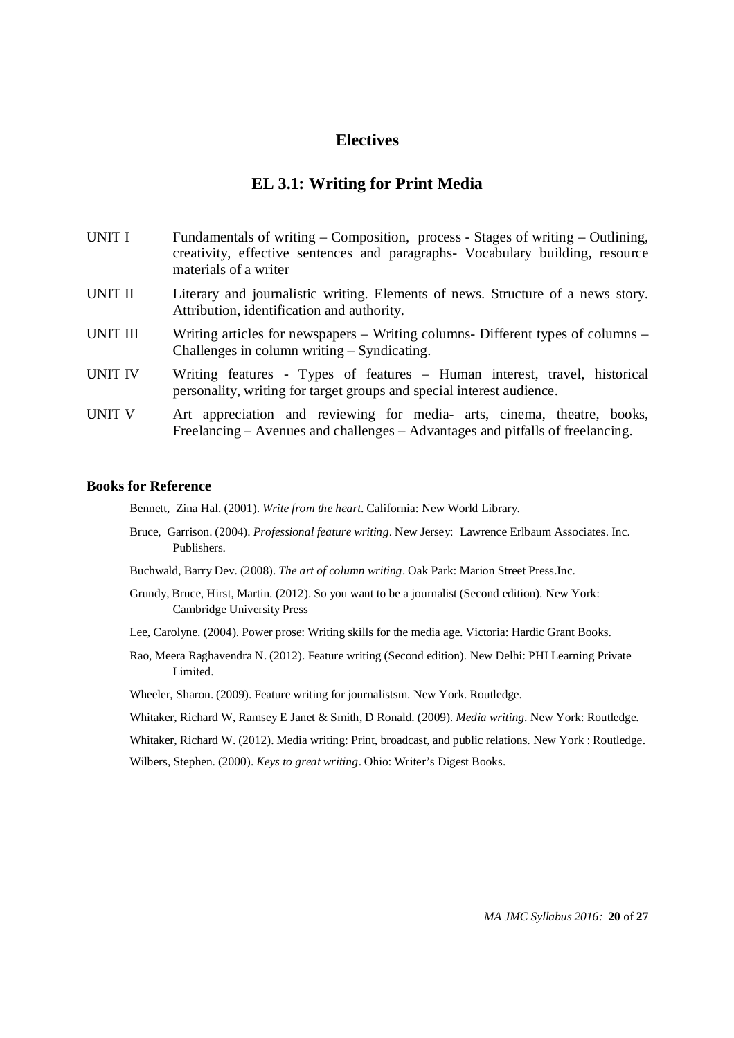## Electives

## EL 3.1: Writing for Print Media

UNIT I Fundamentals of writing – Composition, process - Stages of writing – Outlining, creativity, effective sentences and paragraphs- Vocabulary building, resource materials of a writer

UNIT II Literary and journalistic writing. Elements of news. Structure of a news story. Attribution, identification and authority.

UNIT III Writing articles for newspapers – Writing columns- Different types of columns – Challenges in column writing – Syndicating.

UNIT IV Writing features - Types of features – Human interest, travel, historical personality, writing for target groups and special interest audience.

UNIT V Art appreciation and reviewing for media- arts, cinema, theatre, books, Freelancing – Avenues and challenges – Advantages and pitfalls of freelancing.

### Books for Reference

Bennett, Zina Hal. (2001). *Write from the heart*. California: New World Library.

Bruce, Garrison. (2004). *Professional feature writing*. New Jersey: Lawrence Erlbaum Associates. Inc. Publishers.

Buchwald, Barry Dev. (2008). *The art of column writing*. Oak Park: Marion Street Press.Inc.

Grundy, Bruce, Hirst, Martin. (2012). So you want to be a journalist (Second edition). New York: Cambridge University Press

Lee, Carolyne. (2004). Power prose: Writing skills for the media age. Victoria: Hardic Grant Books.

Rao, Meera Raghavendra N. (2012). Feature writing (Second edition). New Delhi: PHI Learning Private Limited.

Wheeler, Sharon. (2009). Feature writing for journalistsm. New York. Routledge.

Whitaker, Richard W, Ramsey E Janet & Smith, D Ronald. (2009). *Media writing*. New York: Routledge.

Whitaker, Richard W. (2012). Media writing: Print, broadcast, and public relations. New York : Routledge.

Wilbers, Stephen. (2000). *Keys to great writing*. Ohio: Writer's Digest Books.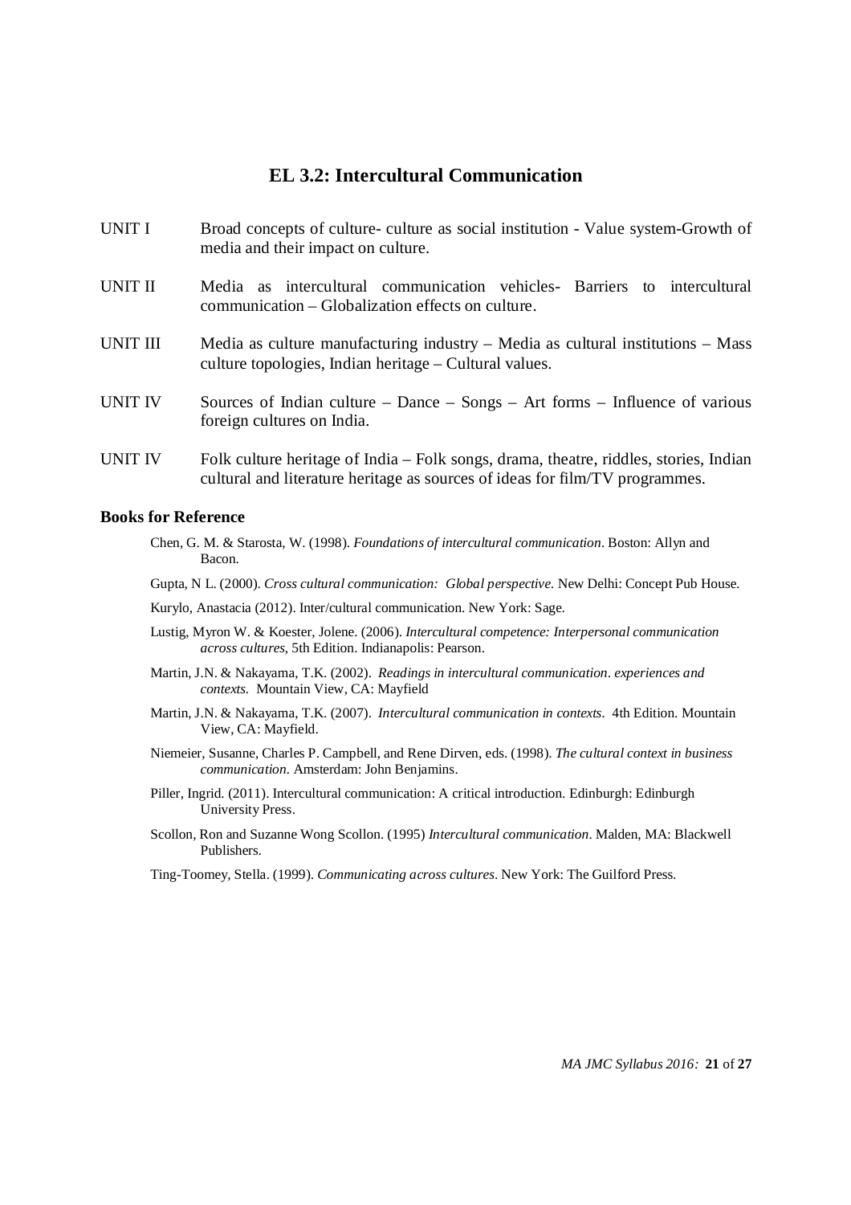## EL 3.2: Intercultural Communication

| | |
|---|---|
| UNIT I | Broad concepts of culture- culture as social institution - Value system-Growth of media and their impact on culture. |
| UNIT II | Media as intercultural communication vehicles- Barriers to intercultural communication – Globalization effects on culture. |
| UNIT III | Media as culture manufacturing industry – Media as cultural institutions – Mass culture topologies, Indian heritage – Cultural values. |
| UNIT IV | Sources of Indian culture – Dance – Songs – Art forms – Influence of various foreign cultures on India. |
| UNIT IV | Folk culture heritage of India – Folk songs, drama, theatre, riddles, stories, Indian cultural and literature heritage as sources of ideas for film/TV programmes. |

**Books for Reference**

Chen, G. M. & Starosta, W. (1998). *Foundations of intercultural communication*. Boston: Allyn and Bacon.

Gupta, N L. (2000). *Cross cultural communication: Global perspective.* New Delhi: Concept Pub House.

Kurylo, Anastacia (2012). Inter/cultural communication. New York: Sage.

Lustig, Myron W. & Koester, Jolene. (2006). *Intercultural competence: Interpersonal communication across cultures*, 5th Edition. Indianapolis: Pearson.

Martin, J.N. & Nakayama, T.K. (2002). *Readings in intercultural communication. experiences and contexts.* Mountain View, CA: Mayfield

Martin, J.N. & Nakayama, T.K. (2007). *Intercultural communication in contexts.* 4th Edition. Mountain View, CA: Mayfield.

Niemeier, Susanne, Charles P. Campbell, and Rene Dirven, eds. (1998). *The cultural context in business communication.* Amsterdam: John Benjamins.

Piller, Ingrid. (2011). Intercultural communication: A critical introduction. Edinburgh: Edinburgh University Press.

Scollon, Ron and Suzanne Wong Scollon. (1995) *Intercultural communication*. Malden, MA: Blackwell Publishers.

Ting-Toomey, Stella. (1999). *Communicating across cultures*. New York: The Guilford Press.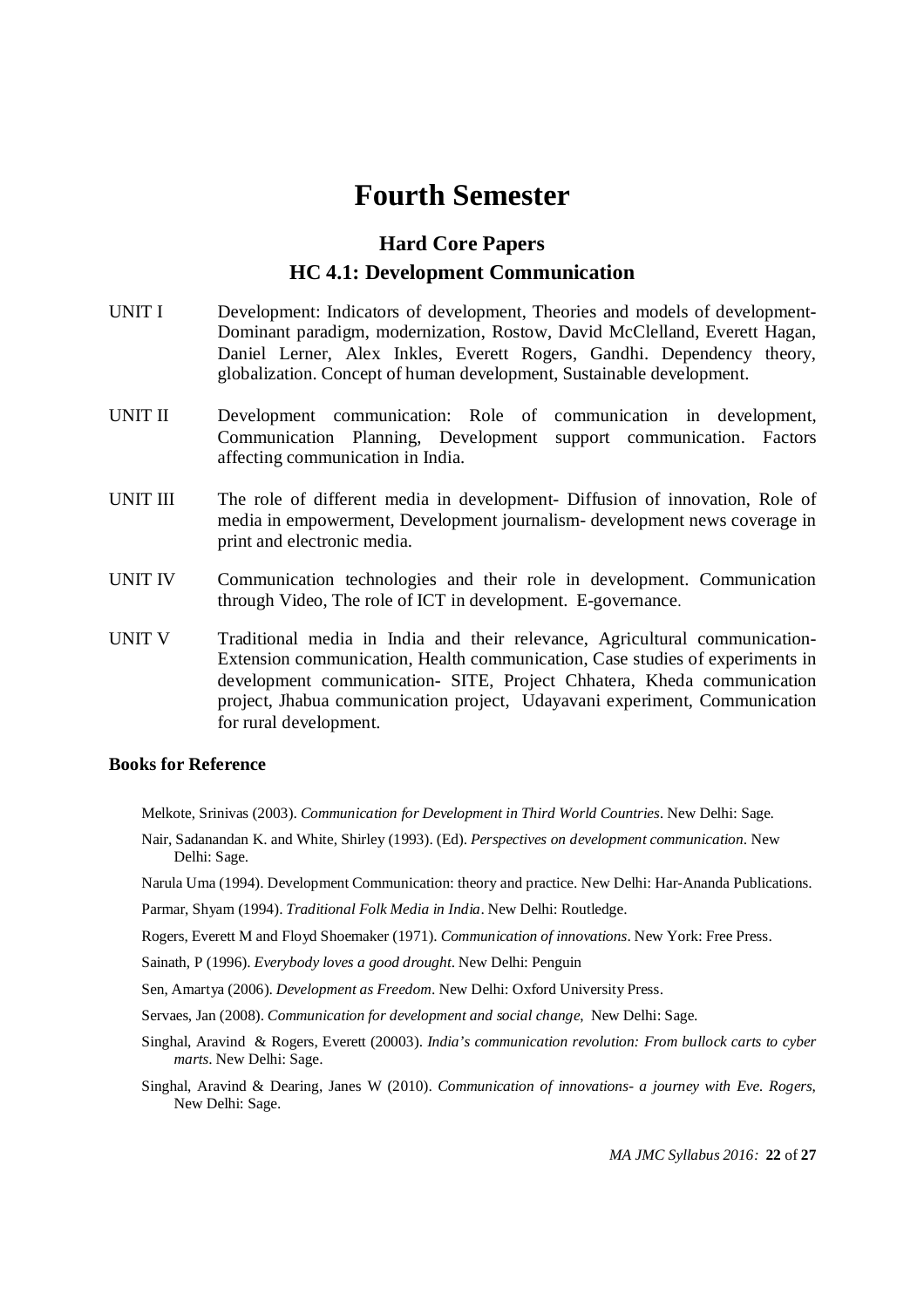# Fourth Semester

## Hard Core Papers

## HC 4.1: Development Communication

UNIT I Development: Indicators of development, Theories and models of development- Dominant paradigm, modernization, Rostow, David McClelland, Everett Hagan, Daniel Lerner, Alex Inkles, Everett Rogers, Gandhi. Dependency theory, globalization. Concept of human development, Sustainable development.

UNIT II Development communication: Role of communication in development, Communication Planning, Development support communication. Factors affecting communication in India.

UNIT III The role of different media in development- Diffusion of innovation, Role of media in empowerment, Development journalism- development news coverage in print and electronic media.

UNIT IV Communication technologies and their role in development. Communication through Video, The role of ICT in development. E-governance.

UNIT V Traditional media in India and their relevance, Agricultural communication- Extension communication, Health communication, Case studies of experiments in development communication- SITE, Project Chhatera, Kheda communication project, Jhabua communication project, Udayavani experiment, Communication for rural development.

**Books for Reference**

Melkote, Srinivas (2003). *Communication for Development in Third World Countries*. New Delhi: Sage.

Nair, Sadanandan K. and White, Shirley (1993). (Ed). *Perspectives on development communication*. New Delhi: Sage.

Narula Uma (1994). Development Communication: theory and practice. New Delhi: Har-Ananda Publications.

Parmar, Shyam (1994). *Traditional Folk Media in India*. New Delhi: Routledge.

Rogers, Everett M and Floyd Shoemaker (1971). *Communication of innovations*. New York: Free Press.

Sainath, P (1996). *Everybody loves a good drought*. New Delhi: Penguin

Sen, Amartya (2006). *Development as Freedom*. New Delhi: Oxford University Press.

Servaes, Jan (2008). *Communication for development and social change*, New Delhi: Sage.

Singhal, Aravind & Rogers, Everett (20003). *India's communication revolution: From bullock carts to cyber marts*. New Delhi: Sage.

Singhal, Aravind & Dearing, Janes W (2010). *Communication of innovations- a journey with Eve. Rogers*, New Delhi: Sage.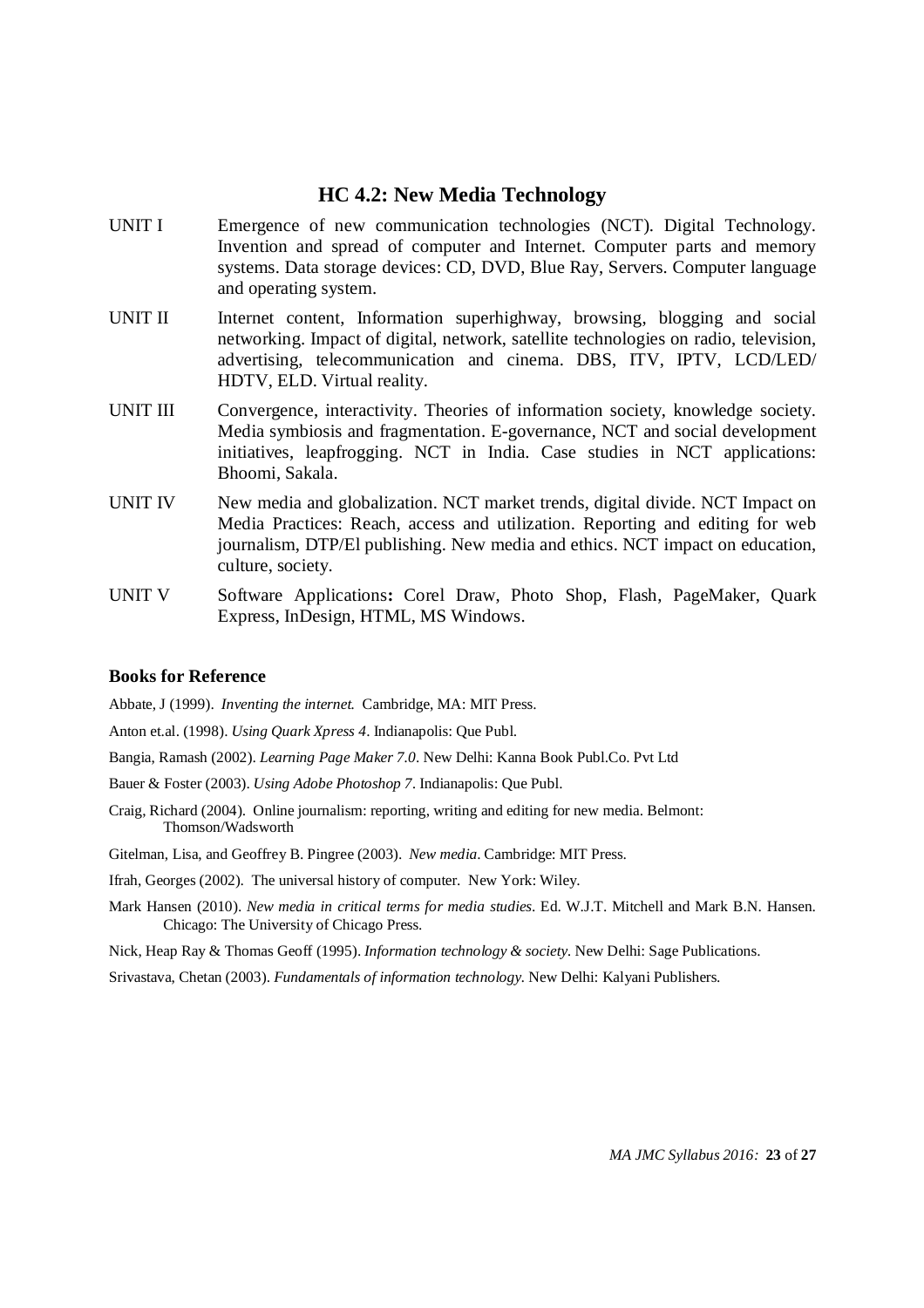## HC 4.2: New Media Technology

| | |
|---|---|
| UNIT I | Emergence of new communication technologies (NCT). Digital Technology. Invention and spread of computer and Internet. Computer parts and memory systems. Data storage devices: CD, DVD, Blue Ray, Servers. Computer language and operating system. |
| UNIT II | Internet content, Information superhighway, browsing, blogging and social networking. Impact of digital, network, satellite technologies on radio, television, advertising, telecommunication and cinema. DBS, ITV, IPTV, LCD/LED/ HDTV, ELD. Virtual reality. |
| UNIT III | Convergence, interactivity. Theories of information society, knowledge society. Media symbiosis and fragmentation. E-governance, NCT and social development initiatives, leapfrogging. NCT in India. Case studies in NCT applications: Bhoomi, Sakala. |
| UNIT IV | New media and globalization. NCT market trends, digital divide. NCT Impact on Media Practices: Reach, access and utilization. Reporting and editing for web journalism, DTP/El publishing. New media and ethics. NCT impact on education, culture, society. |
| UNIT V | Software Applications**:** Corel Draw, Photo Shop, Flash, PageMaker, Quark Express, InDesign, HTML, MS Windows. |

**Books for Reference**

Abbate, J (1999). *Inventing the internet.* Cambridge, MA: MIT Press.

Anton et.al. (1998). *Using Quark Xpress 4*. Indianapolis: Que Publ.

Bangia, Ramash (2002). *Learning Page Maker 7.0*. New Delhi: Kanna Book Publ.Co. Pvt Ltd

Bauer & Foster (2003). *Using Adobe Photoshop 7*. Indianapolis: Que Publ.

Craig, Richard (2004). Online journalism: reporting, writing and editing for new media. Belmont: Thomson/Wadsworth

Gitelman, Lisa, and Geoffrey B. Pingree (2003). *New media*. Cambridge: MIT Press.

Ifrah, Georges (2002). The universal history of computer. New York: Wiley.

Mark Hansen (2010). *New media in critical terms for media studies*. Ed. W.J.T. Mitchell and Mark B.N. Hansen. Chicago: The University of Chicago Press.

Nick, Heap Ray & Thomas Geoff (1995). *Information technology & society*. New Delhi: Sage Publications.

Srivastava, Chetan (2003). *Fundamentals of information technology*. New Delhi: Kalyani Publishers.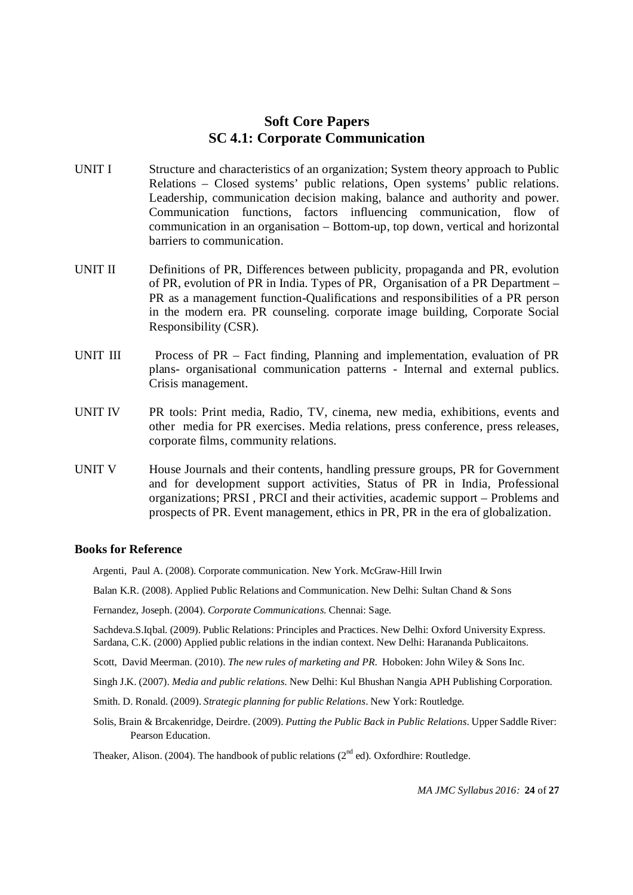## Soft Core Papers
## SC 4.1: Corporate Communication

| | |
|---|---|
| UNIT I | Structure and characteristics of an organization; System theory approach to Public Relations – Closed systems' public relations, Open systems' public relations. Leadership, communication decision making, balance and authority and power. Communication functions, factors influencing communication, flow of communication in an organisation – Bottom-up, top down, vertical and horizontal barriers to communication. |
| UNIT II | Definitions of PR, Differences between publicity, propaganda and PR, evolution of PR, evolution of PR in India. Types of PR, Organisation of a PR Department – PR as a management function-Qualifications and responsibilities of a PR person in the modern era. PR counseling. corporate image building, Corporate Social Responsibility (CSR). |
| UNIT III | Process of PR – Fact finding, Planning and implementation, evaluation of PR plans- organisational communication patterns - Internal and external publics. Crisis management. |
| UNIT IV | PR tools: Print media, Radio, TV, cinema, new media, exhibitions, events and other media for PR exercises. Media relations, press conference, press releases, corporate films, community relations. |
| UNIT V | House Journals and their contents, handling pressure groups, PR for Government and for development support activities, Status of PR in India, Professional organizations; PRSI , PRCI and their activities, academic support – Problems and prospects of PR. Event management, ethics in PR, PR in the era of globalization. |

**Books for Reference**

Argenti, Paul A. (2008). Corporate communication. New York. McGraw-Hill Irwin

Balan K.R. (2008). Applied Public Relations and Communication. New Delhi: Sultan Chand & Sons

Fernandez, Joseph. (2004). *Corporate Communications*. Chennai: Sage.

Sachdeva.S.Iqbal. (2009). Public Relations: Principles and Practices. New Delhi: Oxford University Express.
Sardana, C.K. (2000) Applied public relations in the indian context. New Delhi: Harananda Publicaitons.

Scott, David Meerman. (2010). *The new rules of marketing and PR*. Hoboken: John Wiley & Sons Inc.

Singh J.K. (2007). *Media and public relations*. New Delhi: Kul Bhushan Nangia APH Publishing Corporation.

Smith. D. Ronald. (2009). *Strategic planning for public Relations*. New York: Routledge.

Solis, Brain & Brcakenridge, Deirdre. (2009). *Putting the Public Back in Public Relations*. Upper Saddle River: Pearson Education.

Theaker, Alison. (2004). The handbook of public relations (2nd ed). Oxfordhire: Routledge.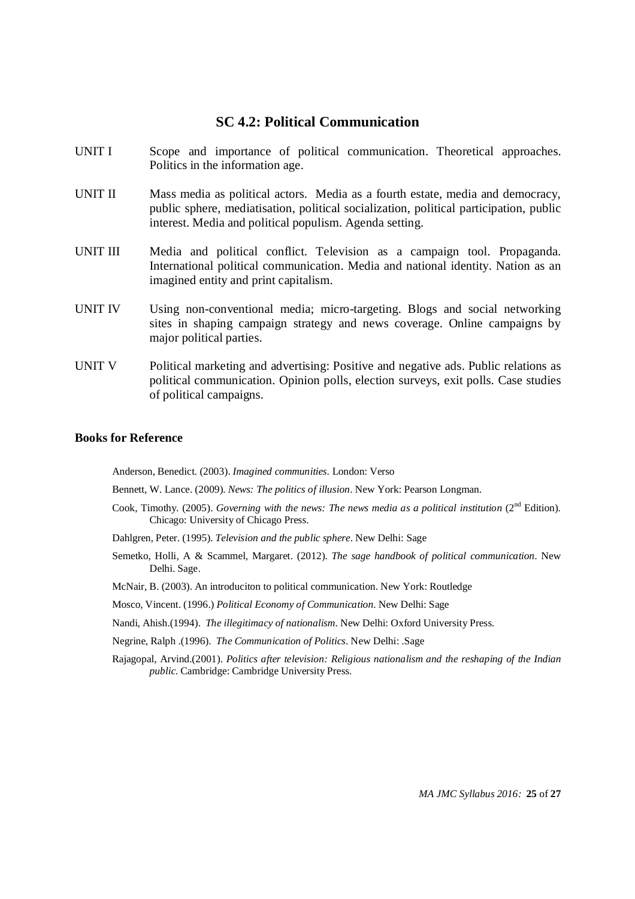## SC 4.2: Political Communication

| | |
|---|---|
| UNIT I | Scope and importance of political communication. Theoretical approaches. Politics in the information age. |
| UNIT II | Mass media as political actors. Media as a fourth estate, media and democracy, public sphere, mediatisation, political socialization, political participation, public interest. Media and political populism. Agenda setting. |
| UNIT III | Media and political conflict. Television as a campaign tool. Propaganda. International political communication. Media and national identity. Nation as an imagined entity and print capitalism. |
| UNIT IV | Using non-conventional media; micro-targeting. Blogs and social networking sites in shaping campaign strategy and news coverage. Online campaigns by major political parties. |
| UNIT V | Political marketing and advertising: Positive and negative ads. Public relations as political communication. Opinion polls, election surveys, exit polls. Case studies of political campaigns. |

### Books for Reference

Anderson, Benedict. (2003). *Imagined communities*. London: Verso

Bennett, W. Lance. (2009). *News: The politics of illusion*. New York: Pearson Longman.

Cook, Timothy. (2005). *Governing with the news: The news media as a political institution* (2nd Edition). Chicago: University of Chicago Press.

Dahlgren, Peter. (1995). *Television and the public sphere*. New Delhi: Sage

Semetko, Holli, A & Scammel, Margaret. (2012). *The sage handbook of political communication*. New Delhi. Sage.

McNair, B. (2003). An introduciton to political communication. New York: Routledge

Mosco, Vincent. (1996.) *Political Economy of Communication*. New Delhi: Sage

Nandi, Ahish.(1994). *The illegitimacy of nationalism*. New Delhi: Oxford University Press.

Negrine, Ralph .(1996). *The Communication of Politics*. New Delhi: .Sage

Rajagopal, Arvind.(2001). *Politics after television: Religious nationalism and the reshaping of the Indian public.* Cambridge: Cambridge University Press.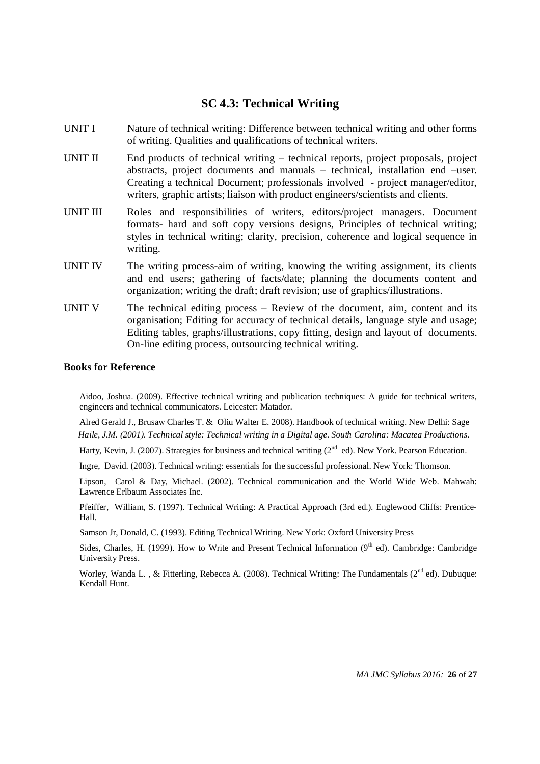## SC 4.3: Technical Writing

UNIT I Nature of technical writing: Difference between technical writing and other forms of writing. Qualities and qualifications of technical writers.

UNIT II End products of technical writing – technical reports, project proposals, project abstracts, project documents and manuals – technical, installation end –user. Creating a technical Document; professionals involved - project manager/editor, writers, graphic artists; liaison with product engineers/scientists and clients.

UNIT III Roles and responsibilities of writers, editors/project managers. Document formats- hard and soft copy versions designs, Principles of technical writing; styles in technical writing; clarity, precision, coherence and logical sequence in writing.

UNIT IV The writing process-aim of writing, knowing the writing assignment, its clients and end users; gathering of facts/date; planning the documents content and organization; writing the draft; draft revision; use of graphics/illustrations.

UNIT V The technical editing process – Review of the document, aim, content and its organisation; Editing for accuracy of technical details, language style and usage; Editing tables, graphs/illustrations, copy fitting, design and layout of documents. On-line editing process, outsourcing technical writing.

**Books for Reference**

Aidoo, Joshua. (2009). Effective technical writing and publication techniques: A guide for technical writers, engineers and technical communicators. Leicester: Matador.

Alred Gerald J., Brusaw Charles T. & Oliu Walter E. 2008). Handbook of technical writing. New Delhi: Sage

*Haile, J.M. (2001). Technical style: Technical writing in a Digital age. South Carolina: Macatea Productions.*

Harty, Kevin, J. (2007). Strategies for business and technical writing (2nd ed). New York. Pearson Education.

Ingre, David. (2003). Technical writing: essentials for the successful professional. New York: Thomson.

Lipson, Carol & Day, Michael. (2002). Technical communication and the World Wide Web. Mahwah: Lawrence Erlbaum Associates Inc.

Pfeiffer, William, S. (1997). Technical Writing: A Practical Approach (3rd ed.). Englewood Cliffs: Prentice-Hall.

Samson Jr, Donald, C. (1993). Editing Technical Writing. New York: Oxford University Press

Sides, Charles, H. (1999). How to Write and Present Technical Information (9th ed). Cambridge: Cambridge University Press.

Worley, Wanda L. , & Fitterling, Rebecca A. (2008). Technical Writing: The Fundamentals (2nd ed). Dubuque: Kendall Hunt.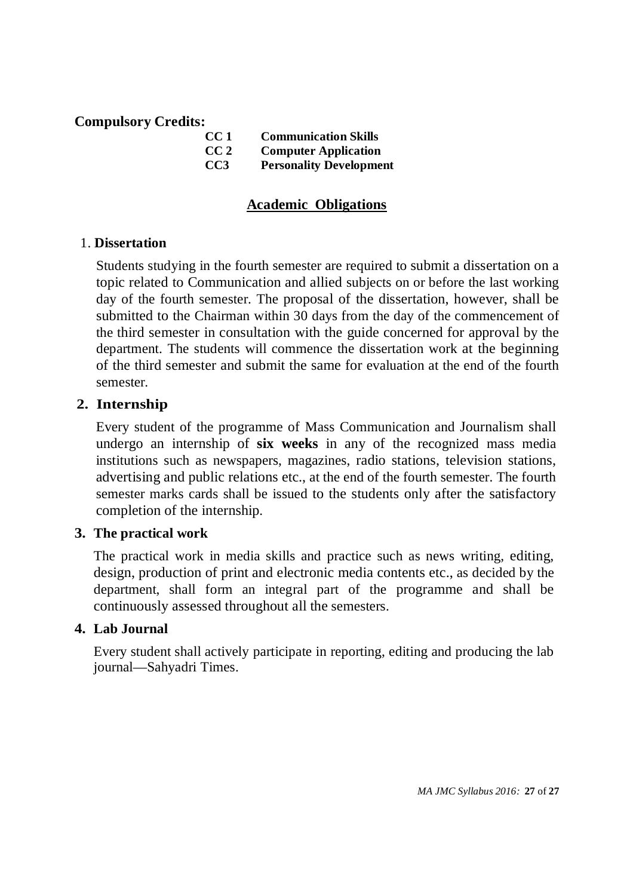**Compulsory Credits:**

| | |
|---|---|
| **CC 1** | **Communication Skills** |
| **CC 2** | **Computer Application** |
| **CC3** | **Personality Development** |

## Academic Obligations

1. **Dissertation**

   Students studying in the fourth semester are required to submit a dissertation on a topic related to Communication and allied subjects on or before the last working day of the fourth semester. The proposal of the dissertation, however, shall be submitted to the Chairman within 30 days from the day of the commencement of the third semester in consultation with the guide concerned for approval by the department. The students will commence the dissertation work at the beginning of the third semester and submit the same for evaluation at the end of the fourth semester.

2. **Internship**

   Every student of the programme of Mass Communication and Journalism shall undergo an internship of **six weeks** in any of the recognized mass media institutions such as newspapers, magazines, radio stations, television stations, advertising and public relations etc., at the end of the fourth semester. The fourth semester marks cards shall be issued to the students only after the satisfactory completion of the internship.

3. **The practical work**

   The practical work in media skills and practice such as news writing, editing, design, production of print and electronic media contents etc., as decided by the department, shall form an integral part of the programme and shall be continuously assessed throughout all the semesters.

4. **Lab Journal**

   Every student shall actively participate in reporting, editing and producing the lab journal—Sahyadri Times.